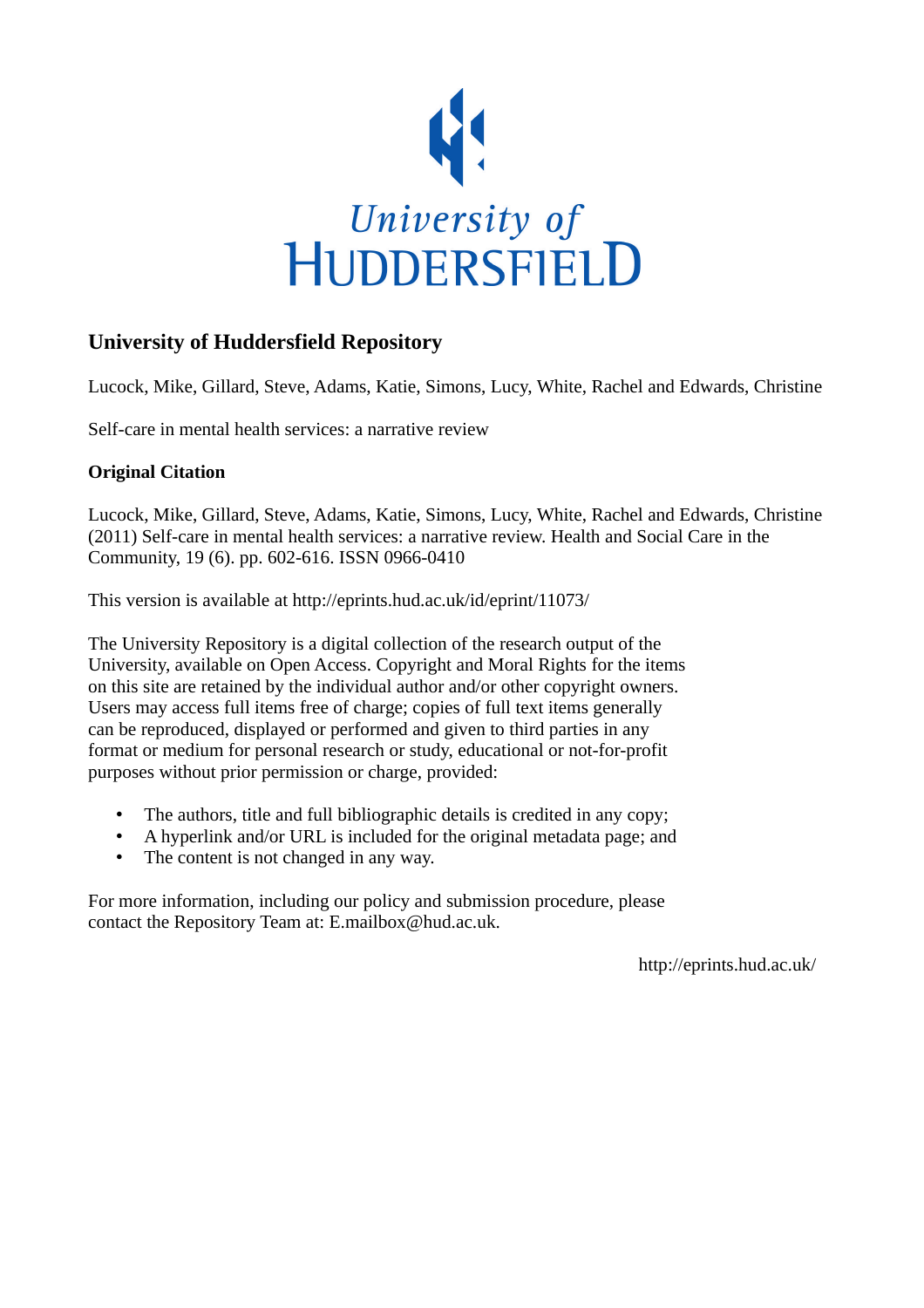University of
HUDDERSFIELD

## University of Huddersfield Repository

Lucock, Mike, Gillard, Steve, Adams, Katie, Simons, Lucy, White, Rachel and Edwards, Christine

Self-care in mental health services: a narrative review

### Original Citation

Lucock, Mike, Gillard, Steve, Adams, Katie, Simons, Lucy, White, Rachel and Edwards, Christine (2011) Self-care in mental health services: a narrative review. Health and Social Care in the Community, 19 (6). pp. 602-616. ISSN 0966-0410

This version is available at http://eprints.hud.ac.uk/id/eprint/11073/

The University Repository is a digital collection of the research output of the University, available on Open Access. Copyright and Moral Rights for the items on this site are retained by the individual author and/or other copyright owners. Users may access full items free of charge; copies of full text items generally can be reproduced, displayed or performed and given to third parties in any format or medium for personal research or study, educational or not-for-profit purposes without prior permission or charge, provided:

- The authors, title and full bibliographic details is credited in any copy;
- A hyperlink and/or URL is included for the original metadata page; and
- The content is not changed in any way.

For more information, including our policy and submission procedure, please contact the Repository Team at: E.mailbox@hud.ac.uk.

http://eprints.hud.ac.uk/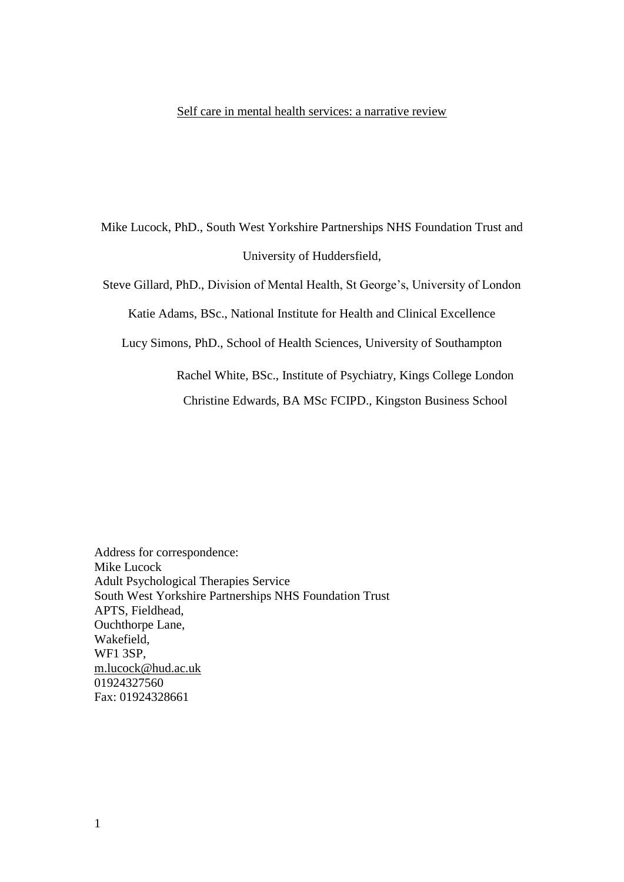# Self care in mental health services: a narrative review

Mike Lucock, PhD., South West Yorkshire Partnerships NHS Foundation Trust and University of Huddersfield,

Steve Gillard, PhD., Division of Mental Health, St George's, University of London

Katie Adams, BSc., National Institute for Health and Clinical Excellence

Lucy Simons, PhD., School of Health Sciences, University of Southampton

Rachel White, BSc., Institute of Psychiatry, Kings College London

Christine Edwards, BA MSc FCIPD., Kingston Business School

Address for correspondence:
Mike Lucock
Adult Psychological Therapies Service
South West Yorkshire Partnerships NHS Foundation Trust
APTS, Fieldhead,
Ouchthorpe Lane,
Wakefield,
WF1 3SP,
m.lucock@hud.ac.uk
01924327560
Fax: 01924328661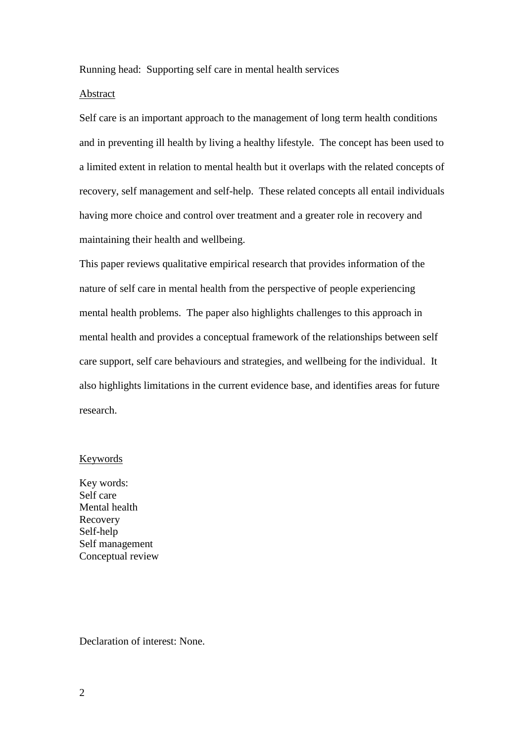Running head: Supporting self care in mental health services

## Abstract

Self care is an important approach to the management of long term health conditions and in preventing ill health by living a healthy lifestyle. The concept has been used to a limited extent in relation to mental health but it overlaps with the related concepts of recovery, self management and self-help. These related concepts all entail individuals having more choice and control over treatment and a greater role in recovery and maintaining their health and wellbeing.

This paper reviews qualitative empirical research that provides information of the nature of self care in mental health from the perspective of people experiencing mental health problems. The paper also highlights challenges to this approach in mental health and provides a conceptual framework of the relationships between self care support, self care behaviours and strategies, and wellbeing for the individual. It also highlights limitations in the current evidence base, and identifies areas for future research.

## Keywords

Key words:
Self care
Mental health
Recovery
Self-help
Self management
Conceptual review

Declaration of interest: None.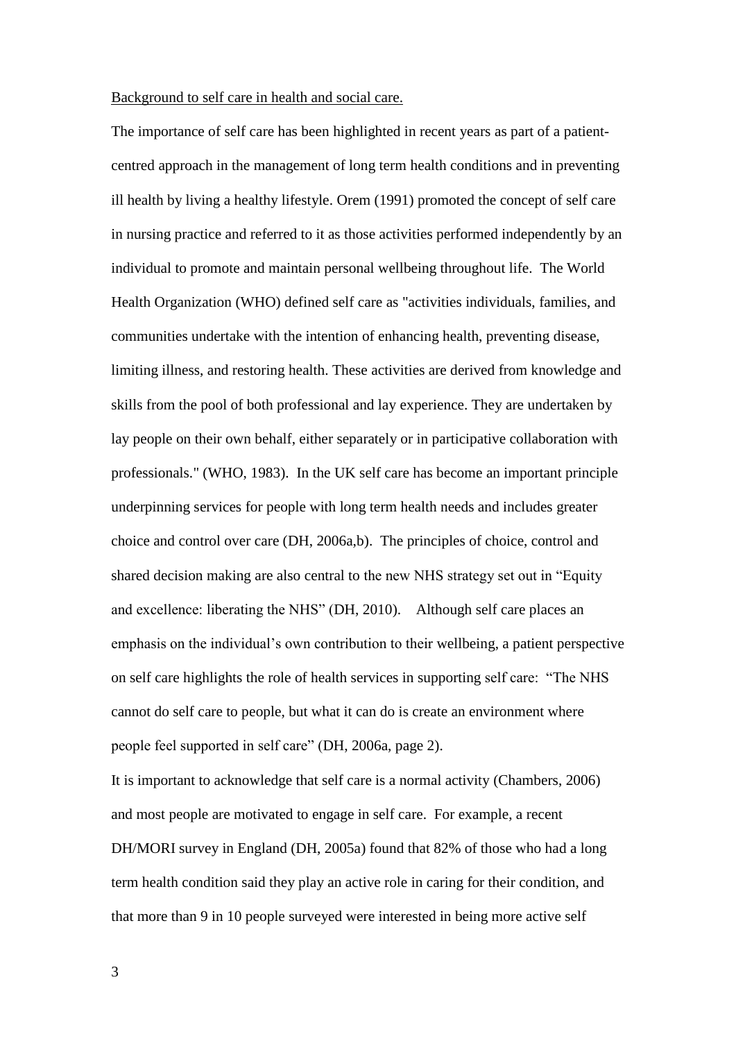Background to self care in health and social care.

The importance of self care has been highlighted in recent years as part of a patient-centred approach in the management of long term health conditions and in preventing ill health by living a healthy lifestyle. Orem (1991) promoted the concept of self care in nursing practice and referred to it as those activities performed independently by an individual to promote and maintain personal wellbeing throughout life. The World Health Organization (WHO) defined self care as "activities individuals, families, and communities undertake with the intention of enhancing health, preventing disease, limiting illness, and restoring health. These activities are derived from knowledge and skills from the pool of both professional and lay experience. They are undertaken by lay people on their own behalf, either separately or in participative collaboration with professionals." (WHO, 1983). In the UK self care has become an important principle underpinning services for people with long term health needs and includes greater choice and control over care (DH, 2006a,b). The principles of choice, control and shared decision making are also central to the new NHS strategy set out in "Equity and excellence: liberating the NHS" (DH, 2010). Although self care places an emphasis on the individual's own contribution to their wellbeing, a patient perspective on self care highlights the role of health services in supporting self care: "The NHS cannot do self care to people, but what it can do is create an environment where people feel supported in self care" (DH, 2006a, page 2).

It is important to acknowledge that self care is a normal activity (Chambers, 2006) and most people are motivated to engage in self care. For example, a recent DH/MORI survey in England (DH, 2005a) found that 82% of those who had a long term health condition said they play an active role in caring for their condition, and that more than 9 in 10 people surveyed were interested in being more active self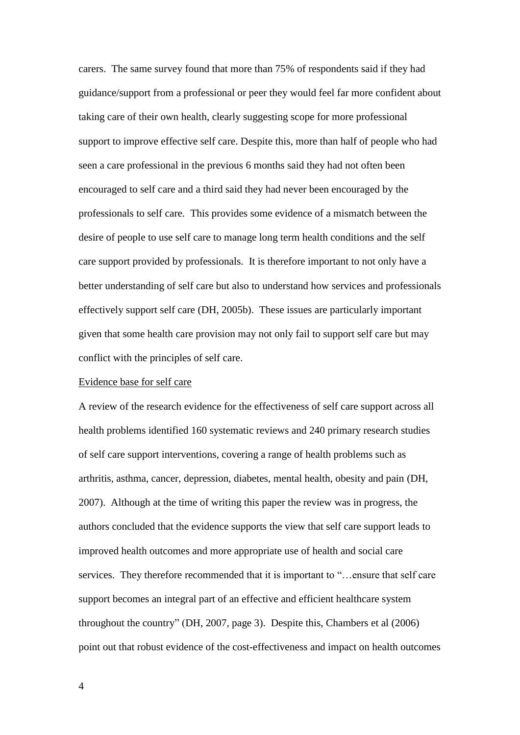carers. The same survey found that more than 75% of respondents said if they had guidance/support from a professional or peer they would feel far more confident about taking care of their own health, clearly suggesting scope for more professional support to improve effective self care. Despite this, more than half of people who had seen a care professional in the previous 6 months said they had not often been encouraged to self care and a third said they had never been encouraged by the professionals to self care. This provides some evidence of a mismatch between the desire of people to use self care to manage long term health conditions and the self care support provided by professionals. It is therefore important to not only have a better understanding of self care but also to understand how services and professionals effectively support self care (DH, 2005b). These issues are particularly important given that some health care provision may not only fail to support self care but may conflict with the principles of self care.

<u>Evidence base for self care</u>

A review of the research evidence for the effectiveness of self care support across all health problems identified 160 systematic reviews and 240 primary research studies of self care support interventions, covering a range of health problems such as arthritis, asthma, cancer, depression, diabetes, mental health, obesity and pain (DH, 2007). Although at the time of writing this paper the review was in progress, the authors concluded that the evidence supports the view that self care support leads to improved health outcomes and more appropriate use of health and social care services. They therefore recommended that it is important to "…ensure that self care support becomes an integral part of an effective and efficient healthcare system throughout the country" (DH, 2007, page 3). Despite this, Chambers et al (2006) point out that robust evidence of the cost-effectiveness and impact on health outcomes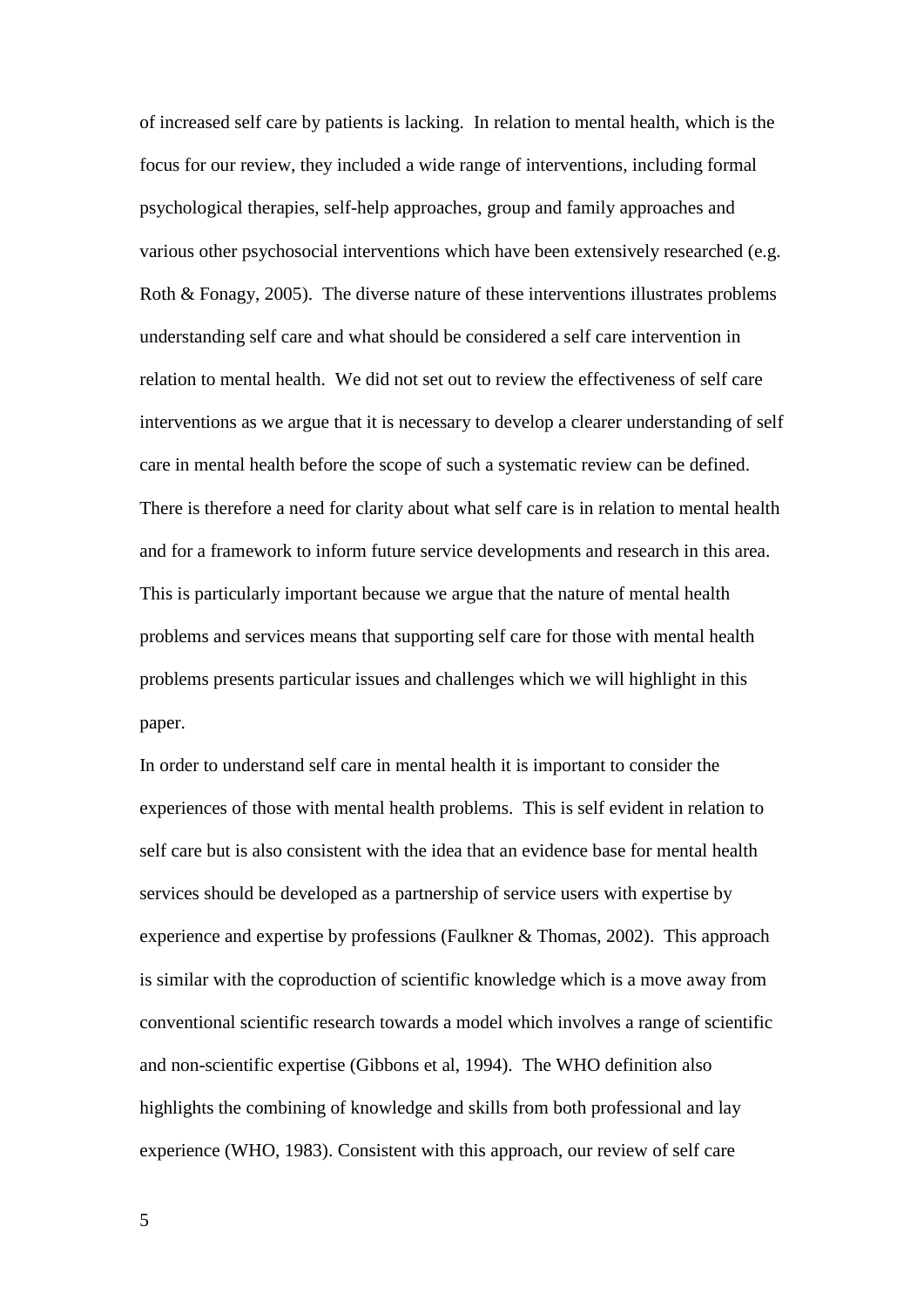of increased self care by patients is lacking. In relation to mental health, which is the focus for our review, they included a wide range of interventions, including formal psychological therapies, self-help approaches, group and family approaches and various other psychosocial interventions which have been extensively researched (e.g. Roth & Fonagy, 2005). The diverse nature of these interventions illustrates problems understanding self care and what should be considered a self care intervention in relation to mental health. We did not set out to review the effectiveness of self care interventions as we argue that it is necessary to develop a clearer understanding of self care in mental health before the scope of such a systematic review can be defined. There is therefore a need for clarity about what self care is in relation to mental health and for a framework to inform future service developments and research in this area. This is particularly important because we argue that the nature of mental health problems and services means that supporting self care for those with mental health problems presents particular issues and challenges which we will highlight in this paper.

In order to understand self care in mental health it is important to consider the experiences of those with mental health problems. This is self evident in relation to self care but is also consistent with the idea that an evidence base for mental health services should be developed as a partnership of service users with expertise by experience and expertise by professions (Faulkner & Thomas, 2002). This approach is similar with the coproduction of scientific knowledge which is a move away from conventional scientific research towards a model which involves a range of scientific and non-scientific expertise (Gibbons et al, 1994). The WHO definition also highlights the combining of knowledge and skills from both professional and lay experience (WHO, 1983). Consistent with this approach, our review of self care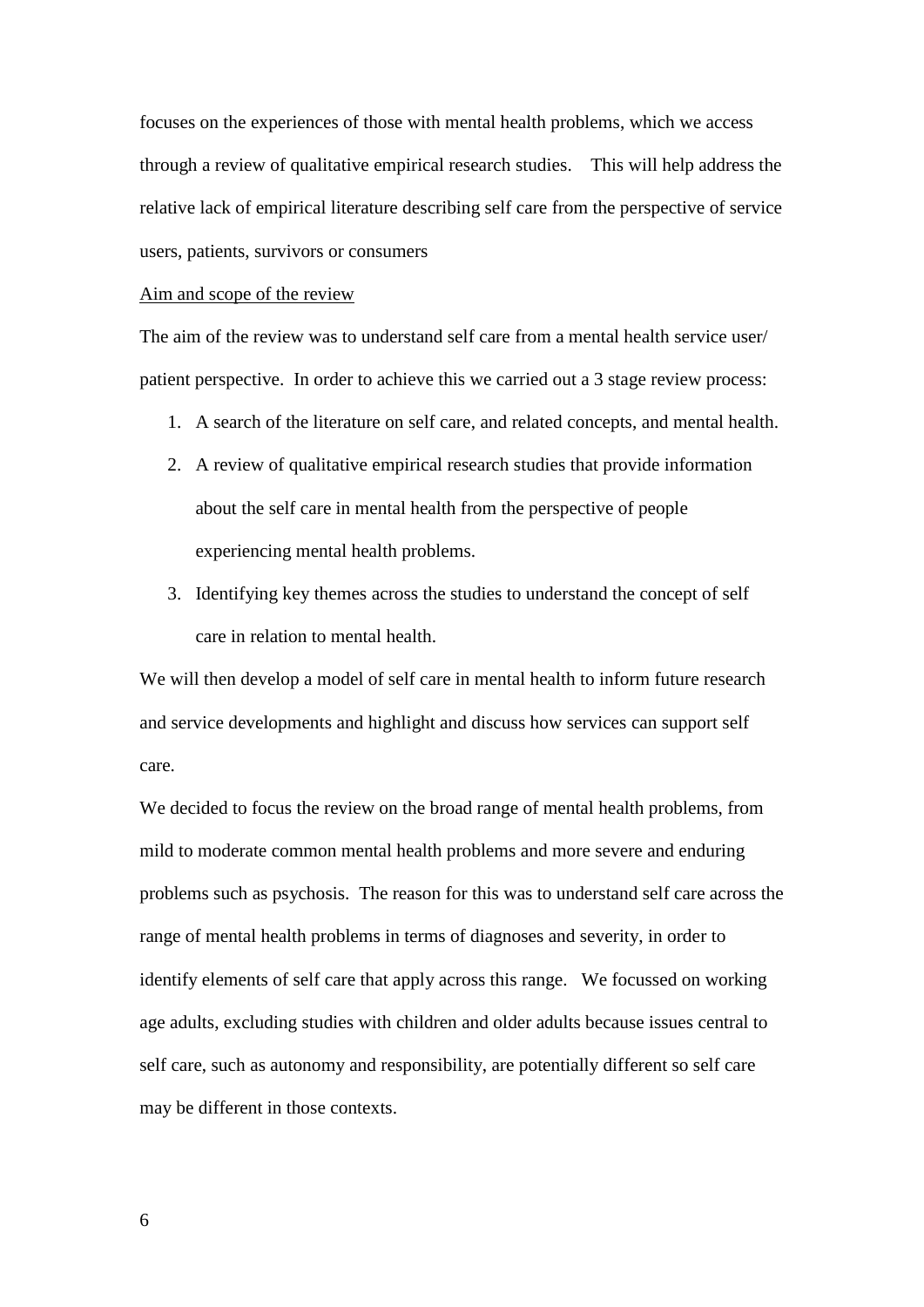focuses on the experiences of those with mental health problems, which we access through a review of qualitative empirical research studies. This will help address the relative lack of empirical literature describing self care from the perspective of service users, patients, survivors or consumers

<u>Aim and scope of the review</u>

The aim of the review was to understand self care from a mental health service user/ patient perspective. In order to achieve this we carried out a 3 stage review process:

1. A search of the literature on self care, and related concepts, and mental health.
2. A review of qualitative empirical research studies that provide information about the self care in mental health from the perspective of people experiencing mental health problems.
3. Identifying key themes across the studies to understand the concept of self care in relation to mental health.

We will then develop a model of self care in mental health to inform future research and service developments and highlight and discuss how services can support self care.

We decided to focus the review on the broad range of mental health problems, from mild to moderate common mental health problems and more severe and enduring problems such as psychosis. The reason for this was to understand self care across the range of mental health problems in terms of diagnoses and severity, in order to identify elements of self care that apply across this range. We focussed on working age adults, excluding studies with children and older adults because issues central to self care, such as autonomy and responsibility, are potentially different so self care may be different in those contexts.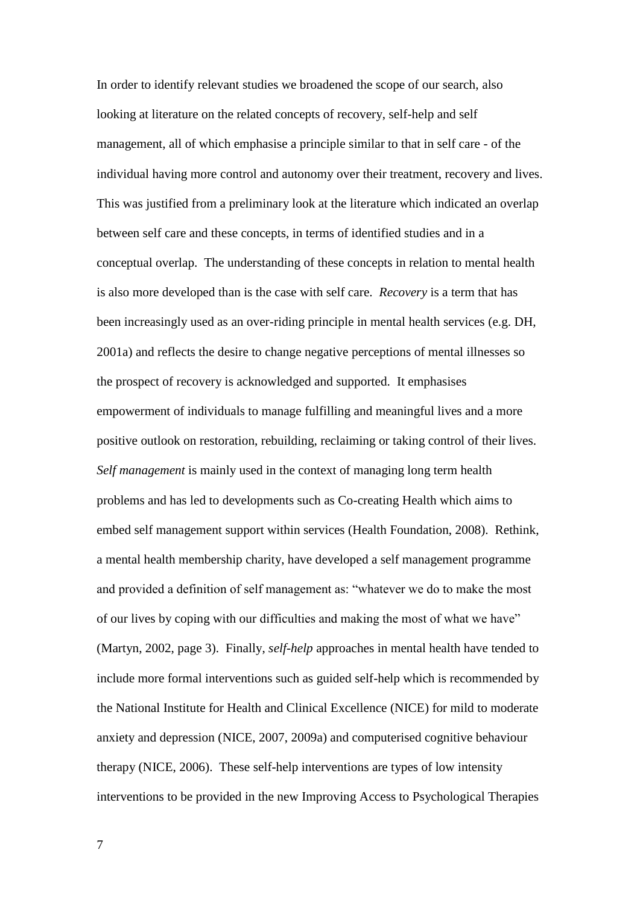In order to identify relevant studies we broadened the scope of our search, also looking at literature on the related concepts of recovery, self-help and self management, all of which emphasise a principle similar to that in self care - of the individual having more control and autonomy over their treatment, recovery and lives. This was justified from a preliminary look at the literature which indicated an overlap between self care and these concepts, in terms of identified studies and in a conceptual overlap. The understanding of these concepts in relation to mental health is also more developed than is the case with self care. *Recovery* is a term that has been increasingly used as an over-riding principle in mental health services (e.g. DH, 2001a) and reflects the desire to change negative perceptions of mental illnesses so the prospect of recovery is acknowledged and supported. It emphasises empowerment of individuals to manage fulfilling and meaningful lives and a more positive outlook on restoration, rebuilding, reclaiming or taking control of their lives. *Self management* is mainly used in the context of managing long term health problems and has led to developments such as Co-creating Health which aims to embed self management support within services (Health Foundation, 2008). Rethink, a mental health membership charity, have developed a self management programme and provided a definition of self management as: "whatever we do to make the most of our lives by coping with our difficulties and making the most of what we have" (Martyn, 2002, page 3). Finally, *self-help* approaches in mental health have tended to include more formal interventions such as guided self-help which is recommended by the National Institute for Health and Clinical Excellence (NICE) for mild to moderate anxiety and depression (NICE, 2007, 2009a) and computerised cognitive behaviour therapy (NICE, 2006). These self-help interventions are types of low intensity interventions to be provided in the new Improving Access to Psychological Therapies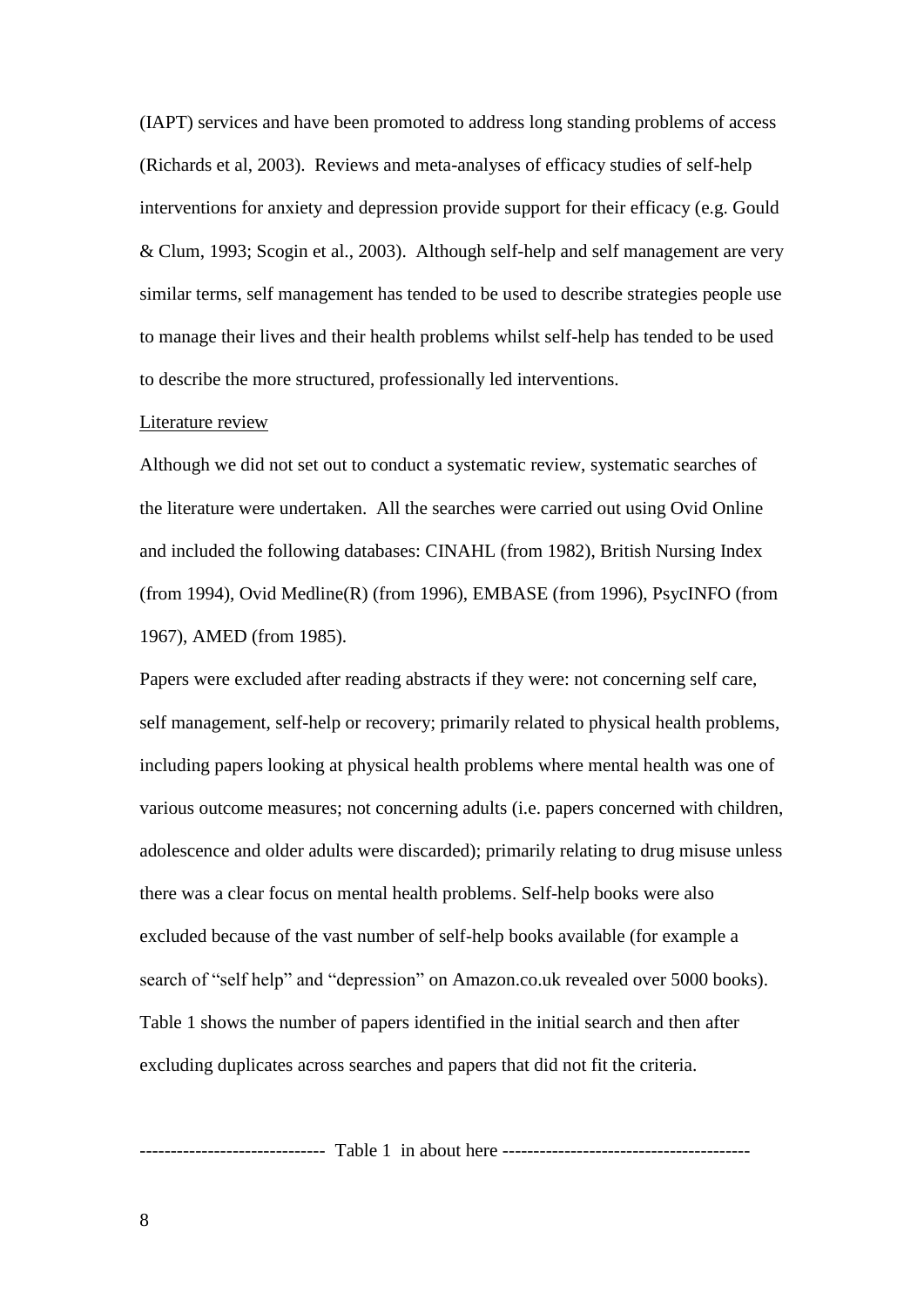(IAPT) services and have been promoted to address long standing problems of access (Richards et al, 2003). Reviews and meta-analyses of efficacy studies of self-help interventions for anxiety and depression provide support for their efficacy (e.g. Gould & Clum, 1993; Scogin et al., 2003). Although self-help and self management are very similar terms, self management has tended to be used to describe strategies people use to manage their lives and their health problems whilst self-help has tended to be used to describe the more structured, professionally led interventions.

## Literature review

Although we did not set out to conduct a systematic review, systematic searches of the literature were undertaken. All the searches were carried out using Ovid Online and included the following databases: CINAHL (from 1982), British Nursing Index (from 1994), Ovid Medline(R) (from 1996), EMBASE (from 1996), PsycINFO (from 1967), AMED (from 1985).

Papers were excluded after reading abstracts if they were: not concerning self care, self management, self-help or recovery; primarily related to physical health problems, including papers looking at physical health problems where mental health was one of various outcome measures; not concerning adults (i.e. papers concerned with children, adolescence and older adults were discarded); primarily relating to drug misuse unless there was a clear focus on mental health problems. Self-help books were also excluded because of the vast number of self-help books available (for example a search of "self help" and "depression" on Amazon.co.uk revealed over 5000 books). Table 1 shows the number of papers identified in the initial search and then after excluding duplicates across searches and papers that did not fit the criteria.

----------------------------- Table 1 in about here ---------------------------------------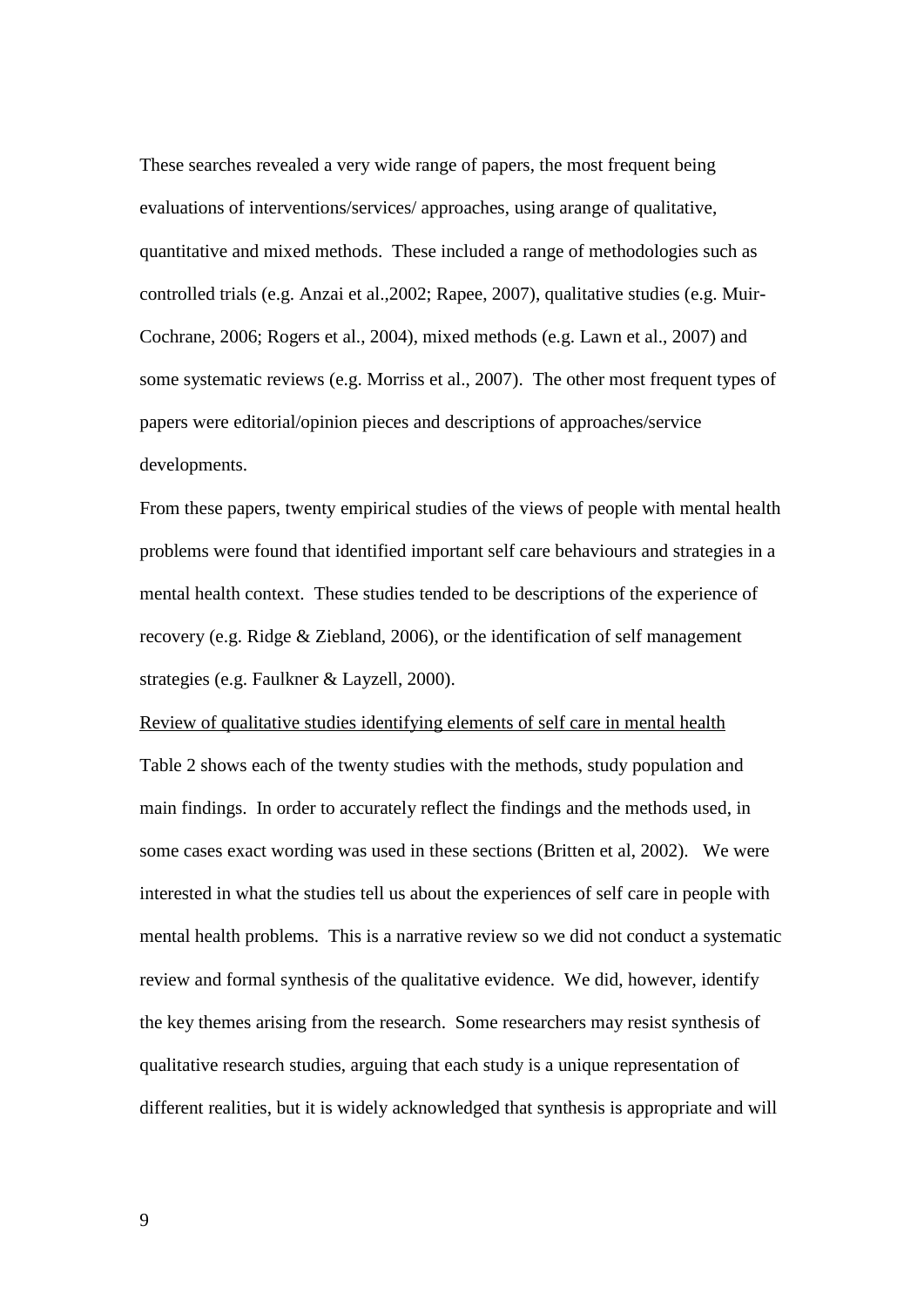These searches revealed a very wide range of papers, the most frequent being evaluations of interventions/services/ approaches, using arange of qualitative, quantitative and mixed methods. These included a range of methodologies such as controlled trials (e.g. Anzai et al.,2002; Rapee, 2007), qualitative studies (e.g. Muir-Cochrane, 2006; Rogers et al., 2004), mixed methods (e.g. Lawn et al., 2007) and some systematic reviews (e.g. Morriss et al., 2007). The other most frequent types of papers were editorial/opinion pieces and descriptions of approaches/service developments.

From these papers, twenty empirical studies of the views of people with mental health problems were found that identified important self care behaviours and strategies in a mental health context. These studies tended to be descriptions of the experience of recovery (e.g. Ridge & Ziebland, 2006), or the identification of self management strategies (e.g. Faulkner & Layzell, 2000).

Review of qualitative studies identifying elements of self care in mental health

Table 2 shows each of the twenty studies with the methods, study population and main findings. In order to accurately reflect the findings and the methods used, in some cases exact wording was used in these sections (Britten et al, 2002). We were interested in what the studies tell us about the experiences of self care in people with mental health problems. This is a narrative review so we did not conduct a systematic review and formal synthesis of the qualitative evidence. We did, however, identify the key themes arising from the research. Some researchers may resist synthesis of qualitative research studies, arguing that each study is a unique representation of different realities, but it is widely acknowledged that synthesis is appropriate and will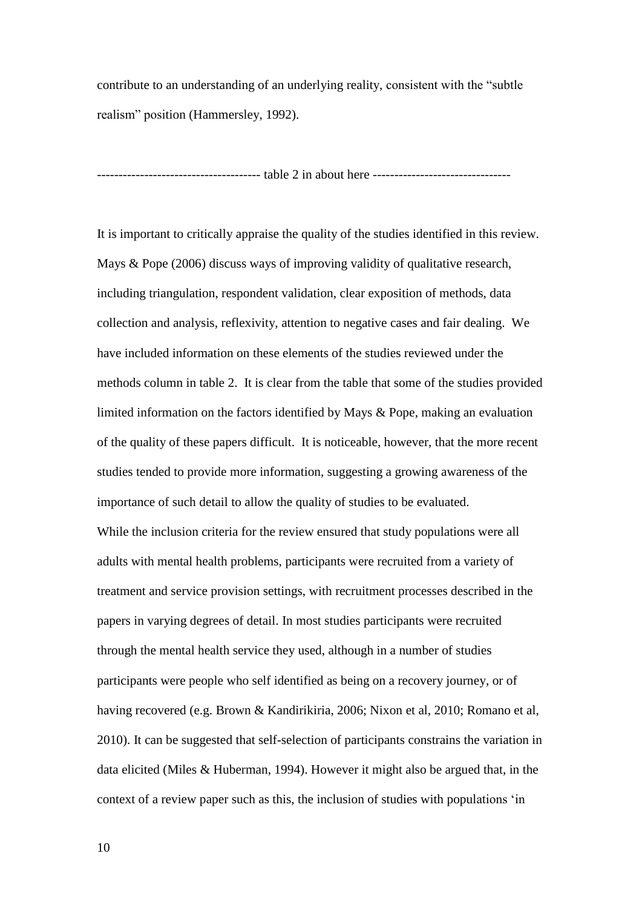contribute to an understanding of an underlying reality, consistent with the "subtle realism" position (Hammersley, 1992).

------------------------------------ table 2 in about here -------------------------------

It is important to critically appraise the quality of the studies identified in this review. Mays & Pope (2006) discuss ways of improving validity of qualitative research, including triangulation, respondent validation, clear exposition of methods, data collection and analysis, reflexivity, attention to negative cases and fair dealing. We have included information on these elements of the studies reviewed under the methods column in table 2. It is clear from the table that some of the studies provided limited information on the factors identified by Mays & Pope, making an evaluation of the quality of these papers difficult. It is noticeable, however, that the more recent studies tended to provide more information, suggesting a growing awareness of the importance of such detail to allow the quality of studies to be evaluated.

While the inclusion criteria for the review ensured that study populations were all adults with mental health problems, participants were recruited from a variety of treatment and service provision settings, with recruitment processes described in the papers in varying degrees of detail. In most studies participants were recruited through the mental health service they used, although in a number of studies participants were people who self identified as being on a recovery journey, or of having recovered (e.g. Brown & Kandirikiria, 2006; Nixon et al, 2010; Romano et al, 2010). It can be suggested that self-selection of participants constrains the variation in data elicited (Miles & Huberman, 1994). However it might also be argued that, in the context of a review paper such as this, the inclusion of studies with populations 'in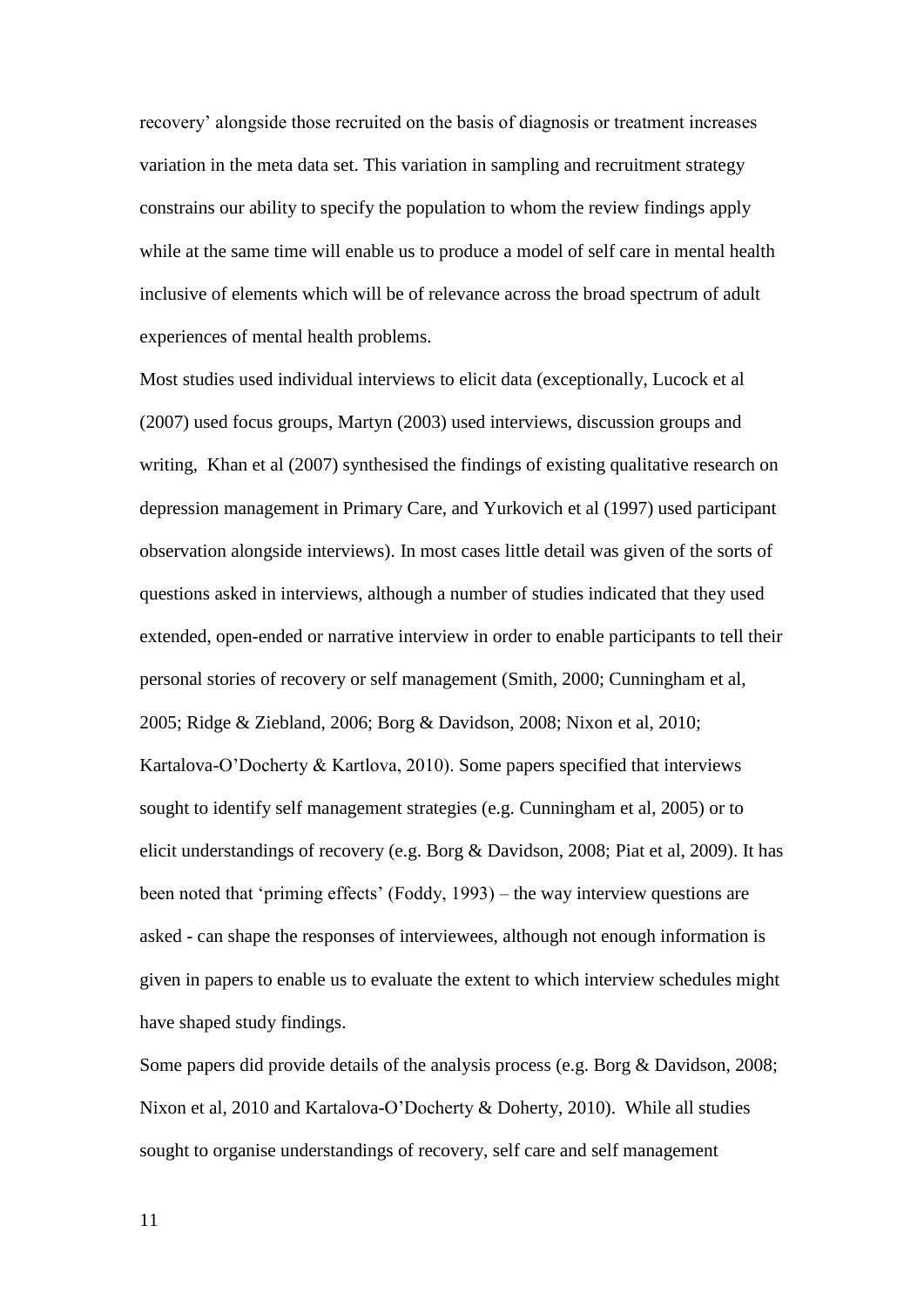recovery' alongside those recruited on the basis of diagnosis or treatment increases variation in the meta data set. This variation in sampling and recruitment strategy constrains our ability to specify the population to whom the review findings apply while at the same time will enable us to produce a model of self care in mental health inclusive of elements which will be of relevance across the broad spectrum of adult experiences of mental health problems.

Most studies used individual interviews to elicit data (exceptionally, Lucock et al (2007) used focus groups, Martyn (2003) used interviews, discussion groups and writing, Khan et al (2007) synthesised the findings of existing qualitative research on depression management in Primary Care, and Yurkovich et al (1997) used participant observation alongside interviews). In most cases little detail was given of the sorts of questions asked in interviews, although a number of studies indicated that they used extended, open-ended or narrative interview in order to enable participants to tell their personal stories of recovery or self management (Smith, 2000; Cunningham et al, 2005; Ridge & Ziebland, 2006; Borg & Davidson, 2008; Nixon et al, 2010; Kartalova-O'Docherty & Kartlova, 2010). Some papers specified that interviews sought to identify self management strategies (e.g. Cunningham et al, 2005) or to elicit understandings of recovery (e.g. Borg & Davidson, 2008; Piat et al, 2009). It has been noted that 'priming effects' (Foddy, 1993) – the way interview questions are asked - can shape the responses of interviewees, although not enough information is given in papers to enable us to evaluate the extent to which interview schedules might have shaped study findings.

Some papers did provide details of the analysis process (e.g. Borg & Davidson, 2008; Nixon et al, 2010 and Kartalova-O'Docherty & Doherty, 2010). While all studies sought to organise understandings of recovery, self care and self management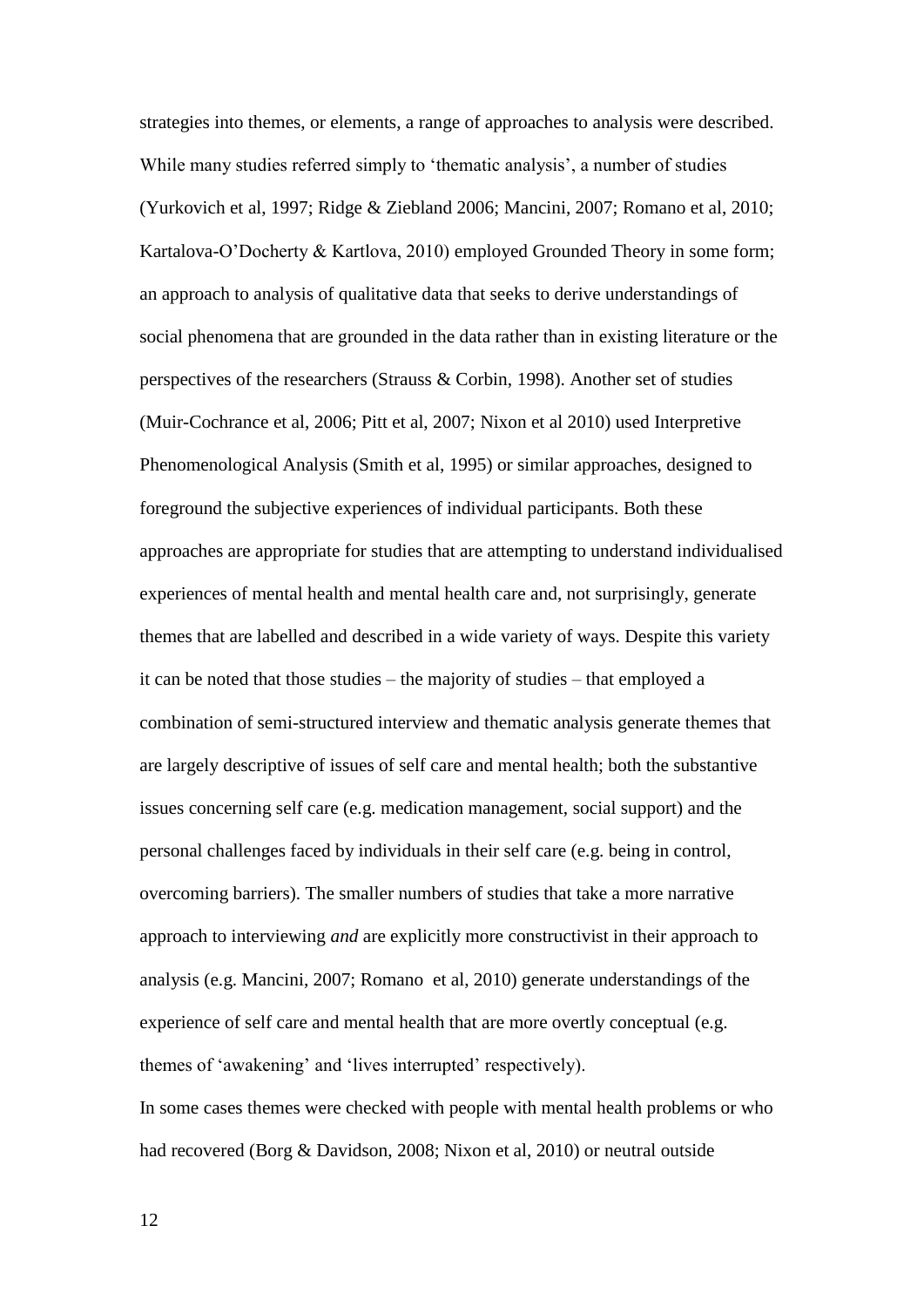strategies into themes, or elements, a range of approaches to analysis were described. While many studies referred simply to 'thematic analysis', a number of studies (Yurkovich et al, 1997; Ridge & Ziebland 2006; Mancini, 2007; Romano et al, 2010; Kartalova-O'Docherty & Kartlova, 2010) employed Grounded Theory in some form; an approach to analysis of qualitative data that seeks to derive understandings of social phenomena that are grounded in the data rather than in existing literature or the perspectives of the researchers (Strauss & Corbin, 1998). Another set of studies (Muir-Cochrance et al, 2006; Pitt et al, 2007; Nixon et al 2010) used Interpretive Phenomenological Analysis (Smith et al, 1995) or similar approaches, designed to foreground the subjective experiences of individual participants. Both these approaches are appropriate for studies that are attempting to understand individualised experiences of mental health and mental health care and, not surprisingly, generate themes that are labelled and described in a wide variety of ways. Despite this variety it can be noted that those studies – the majority of studies – that employed a combination of semi-structured interview and thematic analysis generate themes that are largely descriptive of issues of self care and mental health; both the substantive issues concerning self care (e.g. medication management, social support) and the personal challenges faced by individuals in their self care (e.g. being in control, overcoming barriers). The smaller numbers of studies that take a more narrative approach to interviewing *and* are explicitly more constructivist in their approach to analysis (e.g. Mancini, 2007; Romano et al, 2010) generate understandings of the experience of self care and mental health that are more overtly conceptual (e.g. themes of 'awakening' and 'lives interrupted' respectively).

In some cases themes were checked with people with mental health problems or who had recovered (Borg & Davidson, 2008; Nixon et al, 2010) or neutral outside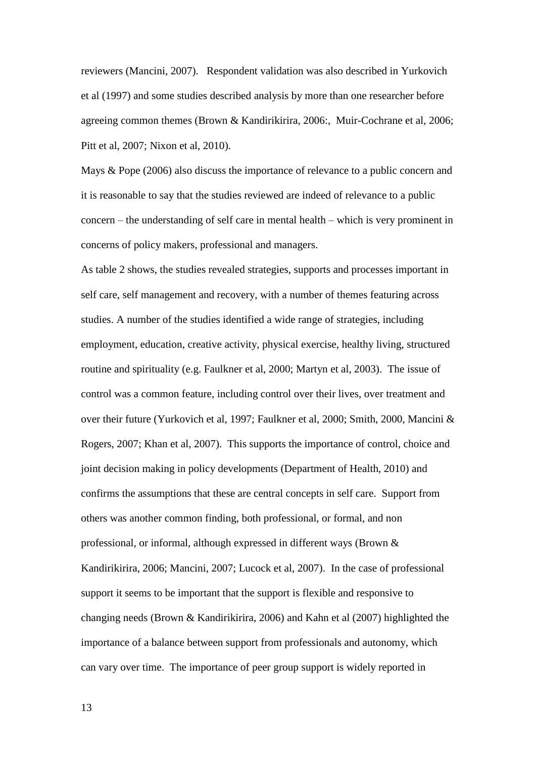reviewers (Mancini, 2007). Respondent validation was also described in Yurkovich et al (1997) and some studies described analysis by more than one researcher before agreeing common themes (Brown & Kandirikirira, 2006:, Muir-Cochrane et al, 2006; Pitt et al, 2007; Nixon et al, 2010).

Mays & Pope (2006) also discuss the importance of relevance to a public concern and it is reasonable to say that the studies reviewed are indeed of relevance to a public concern – the understanding of self care in mental health – which is very prominent in concerns of policy makers, professional and managers.

As table 2 shows, the studies revealed strategies, supports and processes important in self care, self management and recovery, with a number of themes featuring across studies. A number of the studies identified a wide range of strategies, including employment, education, creative activity, physical exercise, healthy living, structured routine and spirituality (e.g. Faulkner et al, 2000; Martyn et al, 2003). The issue of control was a common feature, including control over their lives, over treatment and over their future (Yurkovich et al, 1997; Faulkner et al, 2000; Smith, 2000, Mancini & Rogers, 2007; Khan et al, 2007). This supports the importance of control, choice and joint decision making in policy developments (Department of Health, 2010) and confirms the assumptions that these are central concepts in self care. Support from others was another common finding, both professional, or formal, and non professional, or informal, although expressed in different ways (Brown & Kandirikirira, 2006; Mancini, 2007; Lucock et al, 2007). In the case of professional support it seems to be important that the support is flexible and responsive to changing needs (Brown & Kandirikirira, 2006) and Kahn et al (2007) highlighted the importance of a balance between support from professionals and autonomy, which can vary over time. The importance of peer group support is widely reported in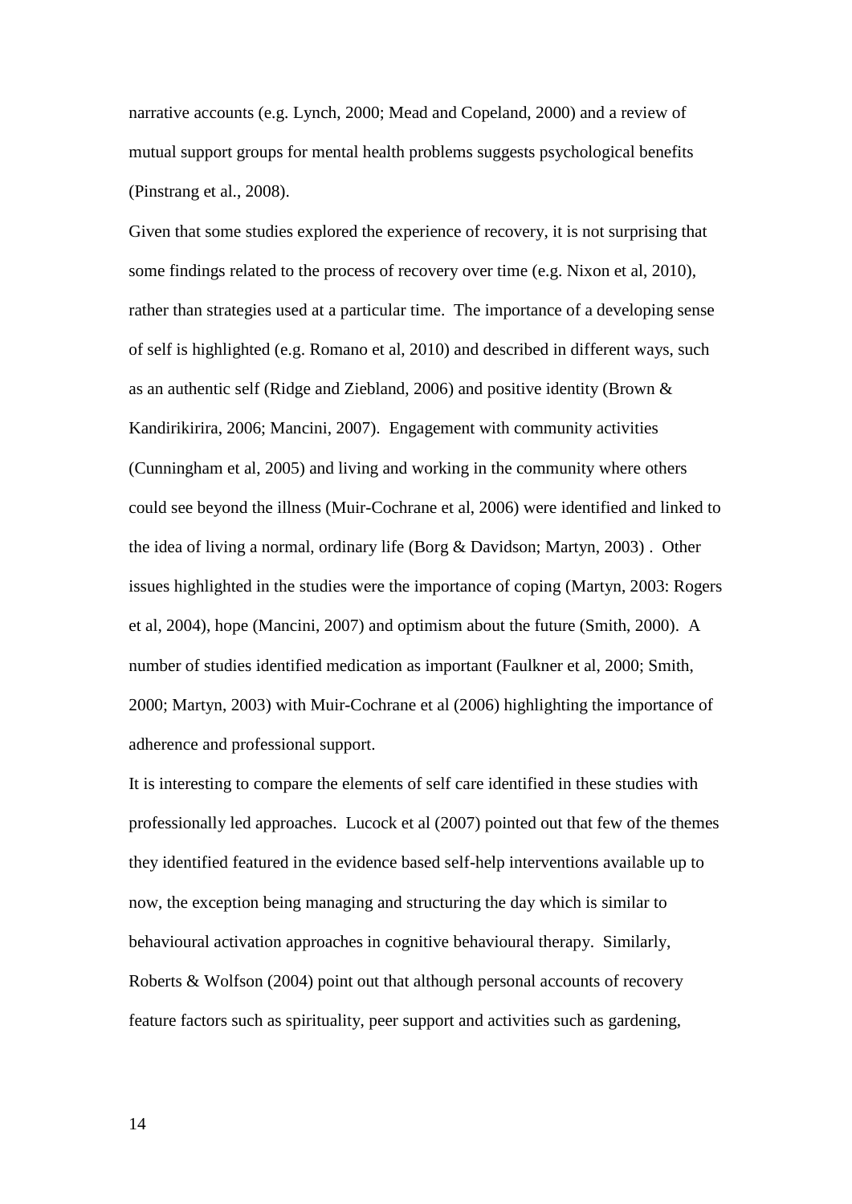narrative accounts (e.g. Lynch, 2000; Mead and Copeland, 2000) and a review of mutual support groups for mental health problems suggests psychological benefits (Pinstrang et al., 2008).

Given that some studies explored the experience of recovery, it is not surprising that some findings related to the process of recovery over time (e.g. Nixon et al, 2010), rather than strategies used at a particular time. The importance of a developing sense of self is highlighted (e.g. Romano et al, 2010) and described in different ways, such as an authentic self (Ridge and Ziebland, 2006) and positive identity (Brown & Kandirikirira, 2006; Mancini, 2007). Engagement with community activities (Cunningham et al, 2005) and living and working in the community where others could see beyond the illness (Muir-Cochrane et al, 2006) were identified and linked to the idea of living a normal, ordinary life (Borg & Davidson; Martyn, 2003) . Other issues highlighted in the studies were the importance of coping (Martyn, 2003: Rogers et al, 2004), hope (Mancini, 2007) and optimism about the future (Smith, 2000). A number of studies identified medication as important (Faulkner et al, 2000; Smith, 2000; Martyn, 2003) with Muir-Cochrane et al (2006) highlighting the importance of adherence and professional support.

It is interesting to compare the elements of self care identified in these studies with professionally led approaches. Lucock et al (2007) pointed out that few of the themes they identified featured in the evidence based self-help interventions available up to now, the exception being managing and structuring the day which is similar to behavioural activation approaches in cognitive behavioural therapy. Similarly, Roberts & Wolfson (2004) point out that although personal accounts of recovery feature factors such as spirituality, peer support and activities such as gardening,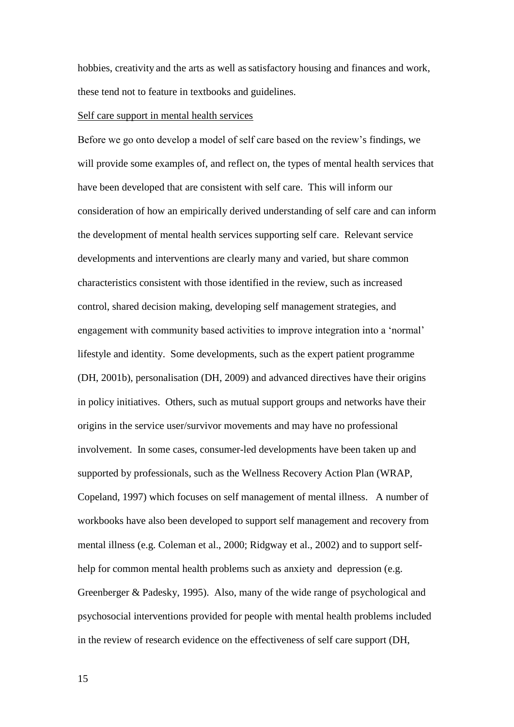hobbies, creativity and the arts as well as satisfactory housing and finances and work, these tend not to feature in textbooks and guidelines.

<u>Self care support in mental health services</u>

Before we go onto develop a model of self care based on the review's findings, we will provide some examples of, and reflect on, the types of mental health services that have been developed that are consistent with self care. This will inform our consideration of how an empirically derived understanding of self care and can inform the development of mental health services supporting self care. Relevant service developments and interventions are clearly many and varied, but share common characteristics consistent with those identified in the review, such as increased control, shared decision making, developing self management strategies, and engagement with community based activities to improve integration into a 'normal' lifestyle and identity. Some developments, such as the expert patient programme (DH, 2001b), personalisation (DH, 2009) and advanced directives have their origins in policy initiatives. Others, such as mutual support groups and networks have their origins in the service user/survivor movements and may have no professional involvement. In some cases, consumer-led developments have been taken up and supported by professionals, such as the Wellness Recovery Action Plan (WRAP, Copeland, 1997) which focuses on self management of mental illness. A number of workbooks have also been developed to support self management and recovery from mental illness (e.g. Coleman et al., 2000; Ridgway et al., 2002) and to support self-help for common mental health problems such as anxiety and depression (e.g. Greenberger & Padesky, 1995). Also, many of the wide range of psychological and psychosocial interventions provided for people with mental health problems included in the review of research evidence on the effectiveness of self care support (DH,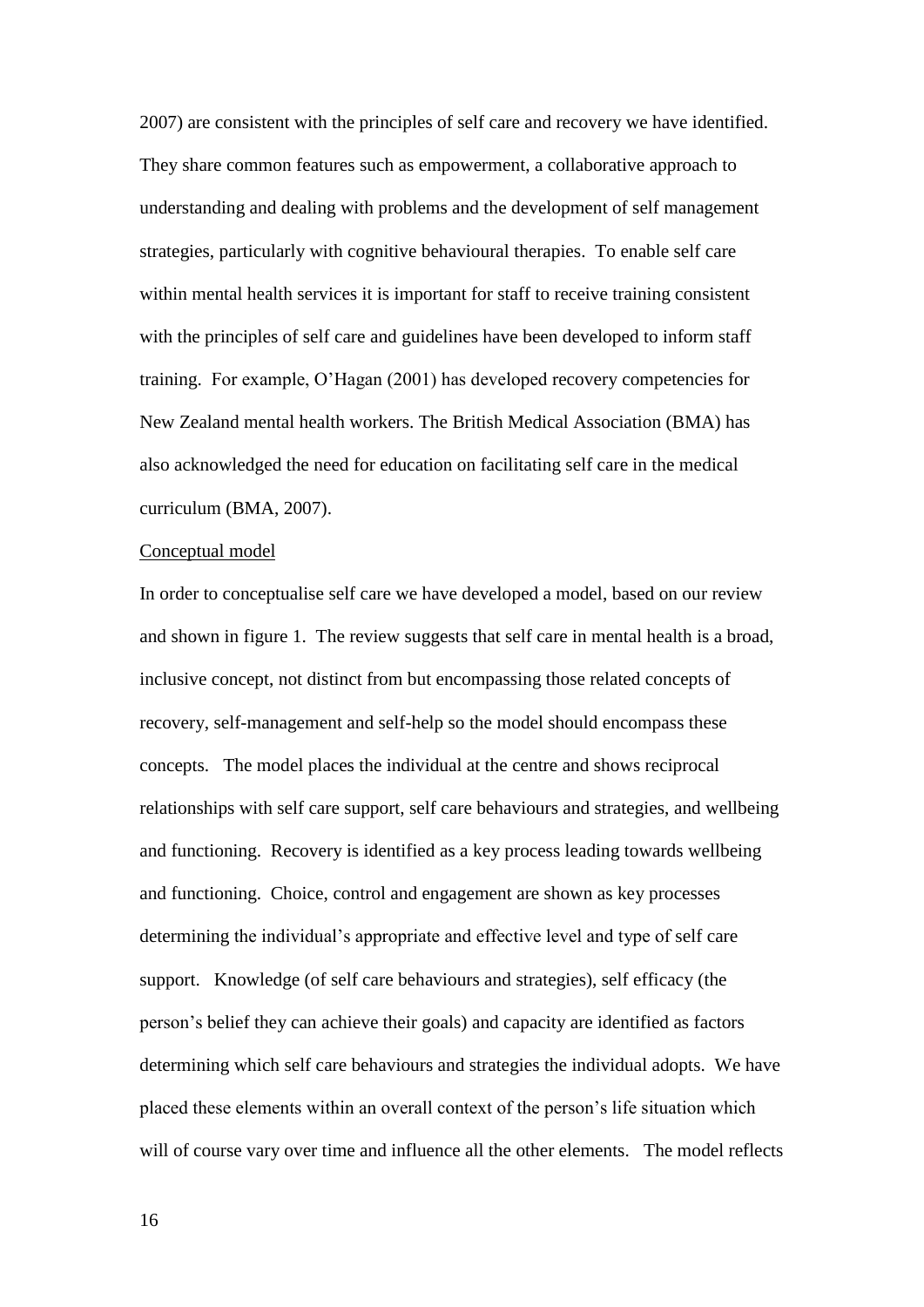2007) are consistent with the principles of self care and recovery we have identified. They share common features such as empowerment, a collaborative approach to understanding and dealing with problems and the development of self management strategies, particularly with cognitive behavioural therapies. To enable self care within mental health services it is important for staff to receive training consistent with the principles of self care and guidelines have been developed to inform staff training. For example, O'Hagan (2001) has developed recovery competencies for New Zealand mental health workers. The British Medical Association (BMA) has also acknowledged the need for education on facilitating self care in the medical curriculum (BMA, 2007).

<u>Conceptual model</u>

In order to conceptualise self care we have developed a model, based on our review and shown in figure 1. The review suggests that self care in mental health is a broad, inclusive concept, not distinct from but encompassing those related concepts of recovery, self-management and self-help so the model should encompass these concepts. The model places the individual at the centre and shows reciprocal relationships with self care support, self care behaviours and strategies, and wellbeing and functioning. Recovery is identified as a key process leading towards wellbeing and functioning. Choice, control and engagement are shown as key processes determining the individual's appropriate and effective level and type of self care support. Knowledge (of self care behaviours and strategies), self efficacy (the person's belief they can achieve their goals) and capacity are identified as factors determining which self care behaviours and strategies the individual adopts. We have placed these elements within an overall context of the person's life situation which will of course vary over time and influence all the other elements. The model reflects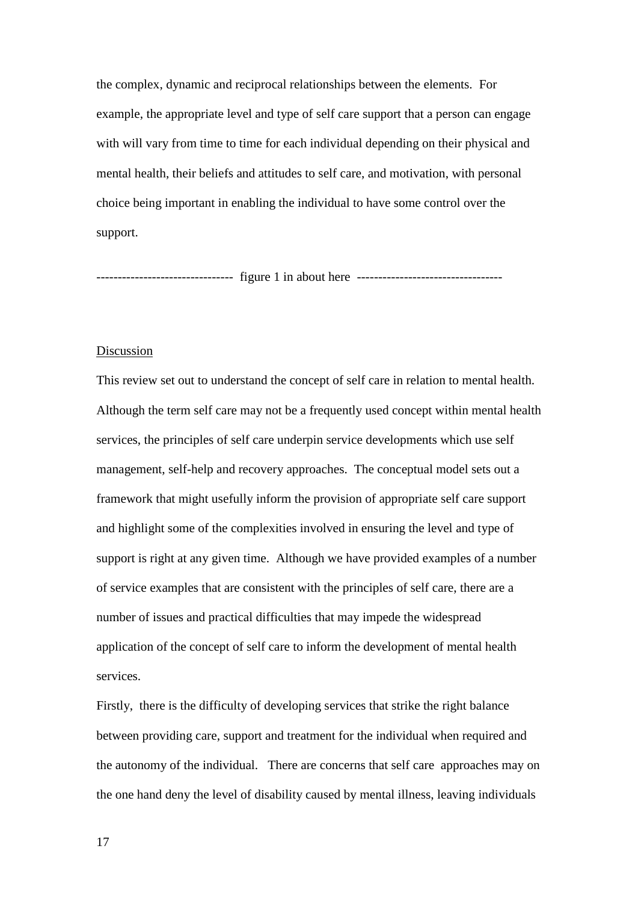the complex, dynamic and reciprocal relationships between the elements. For example, the appropriate level and type of self care support that a person can engage with will vary from time to time for each individual depending on their physical and mental health, their beliefs and attitudes to self care, and motivation, with personal choice being important in enabling the individual to have some control over the support.

------------------------------ figure 1 in about here ---------------------------------

## Discussion

This review set out to understand the concept of self care in relation to mental health. Although the term self care may not be a frequently used concept within mental health services, the principles of self care underpin service developments which use self management, self-help and recovery approaches. The conceptual model sets out a framework that might usefully inform the provision of appropriate self care support and highlight some of the complexities involved in ensuring the level and type of support is right at any given time. Although we have provided examples of a number of service examples that are consistent with the principles of self care, there are a number of issues and practical difficulties that may impede the widespread application of the concept of self care to inform the development of mental health services.

Firstly, there is the difficulty of developing services that strike the right balance between providing care, support and treatment for the individual when required and the autonomy of the individual. There are concerns that self care approaches may on the one hand deny the level of disability caused by mental illness, leaving individuals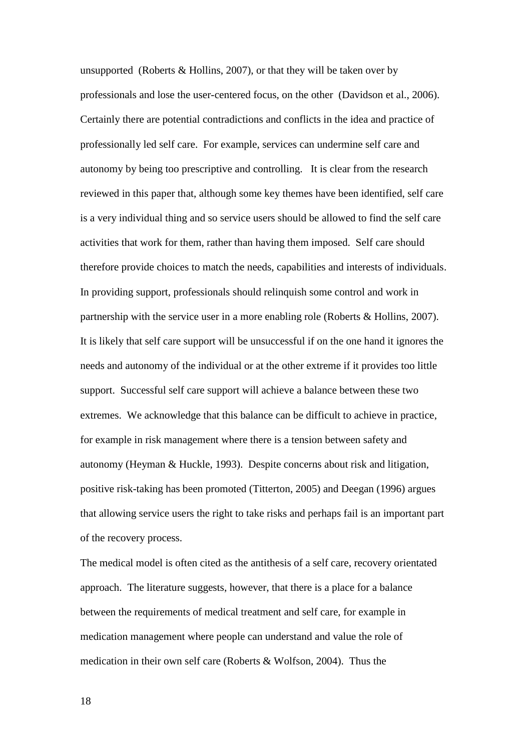unsupported (Roberts & Hollins, 2007), or that they will be taken over by professionals and lose the user-centered focus, on the other (Davidson et al., 2006). Certainly there are potential contradictions and conflicts in the idea and practice of professionally led self care. For example, services can undermine self care and autonomy by being too prescriptive and controlling. It is clear from the research reviewed in this paper that, although some key themes have been identified, self care is a very individual thing and so service users should be allowed to find the self care activities that work for them, rather than having them imposed. Self care should therefore provide choices to match the needs, capabilities and interests of individuals. In providing support, professionals should relinquish some control and work in partnership with the service user in a more enabling role (Roberts & Hollins, 2007). It is likely that self care support will be unsuccessful if on the one hand it ignores the needs and autonomy of the individual or at the other extreme if it provides too little support. Successful self care support will achieve a balance between these two extremes. We acknowledge that this balance can be difficult to achieve in practice, for example in risk management where there is a tension between safety and autonomy (Heyman & Huckle, 1993). Despite concerns about risk and litigation, positive risk-taking has been promoted (Titterton, 2005) and Deegan (1996) argues that allowing service users the right to take risks and perhaps fail is an important part of the recovery process.

The medical model is often cited as the antithesis of a self care, recovery orientated approach. The literature suggests, however, that there is a place for a balance between the requirements of medical treatment and self care, for example in medication management where people can understand and value the role of medication in their own self care (Roberts & Wolfson, 2004). Thus the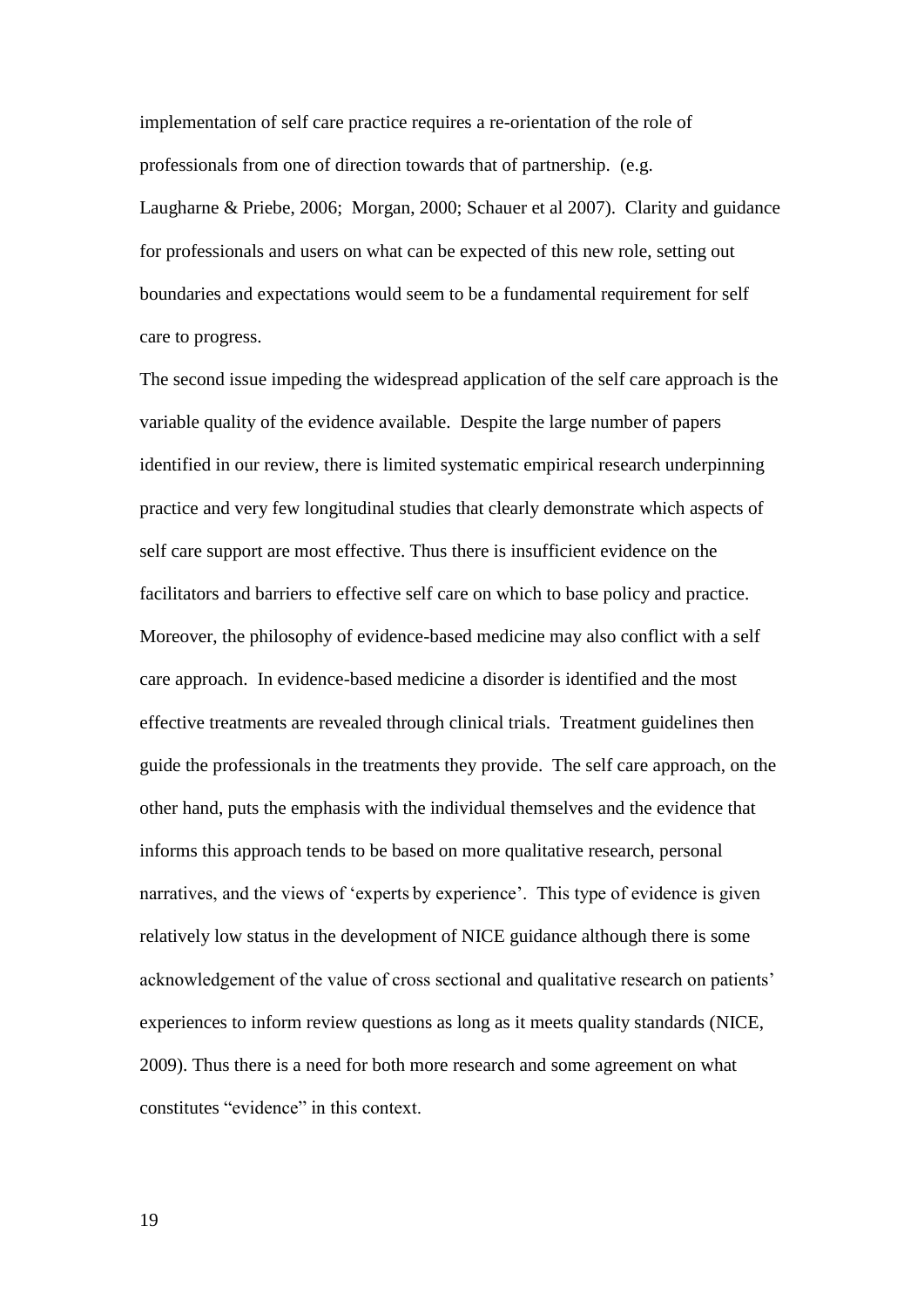implementation of self care practice requires a re-orientation of the role of professionals from one of direction towards that of partnership. (e.g. Laugharne & Priebe, 2006; Morgan, 2000; Schauer et al 2007). Clarity and guidance for professionals and users on what can be expected of this new role, setting out boundaries and expectations would seem to be a fundamental requirement for self care to progress.

The second issue impeding the widespread application of the self care approach is the variable quality of the evidence available. Despite the large number of papers identified in our review, there is limited systematic empirical research underpinning practice and very few longitudinal studies that clearly demonstrate which aspects of self care support are most effective. Thus there is insufficient evidence on the facilitators and barriers to effective self care on which to base policy and practice. Moreover, the philosophy of evidence-based medicine may also conflict with a self care approach. In evidence-based medicine a disorder is identified and the most effective treatments are revealed through clinical trials. Treatment guidelines then guide the professionals in the treatments they provide. The self care approach, on the other hand, puts the emphasis with the individual themselves and the evidence that informs this approach tends to be based on more qualitative research, personal narratives, and the views of 'experts by experience'. This type of evidence is given relatively low status in the development of NICE guidance although there is some acknowledgement of the value of cross sectional and qualitative research on patients' experiences to inform review questions as long as it meets quality standards (NICE, 2009). Thus there is a need for both more research and some agreement on what constitutes "evidence" in this context.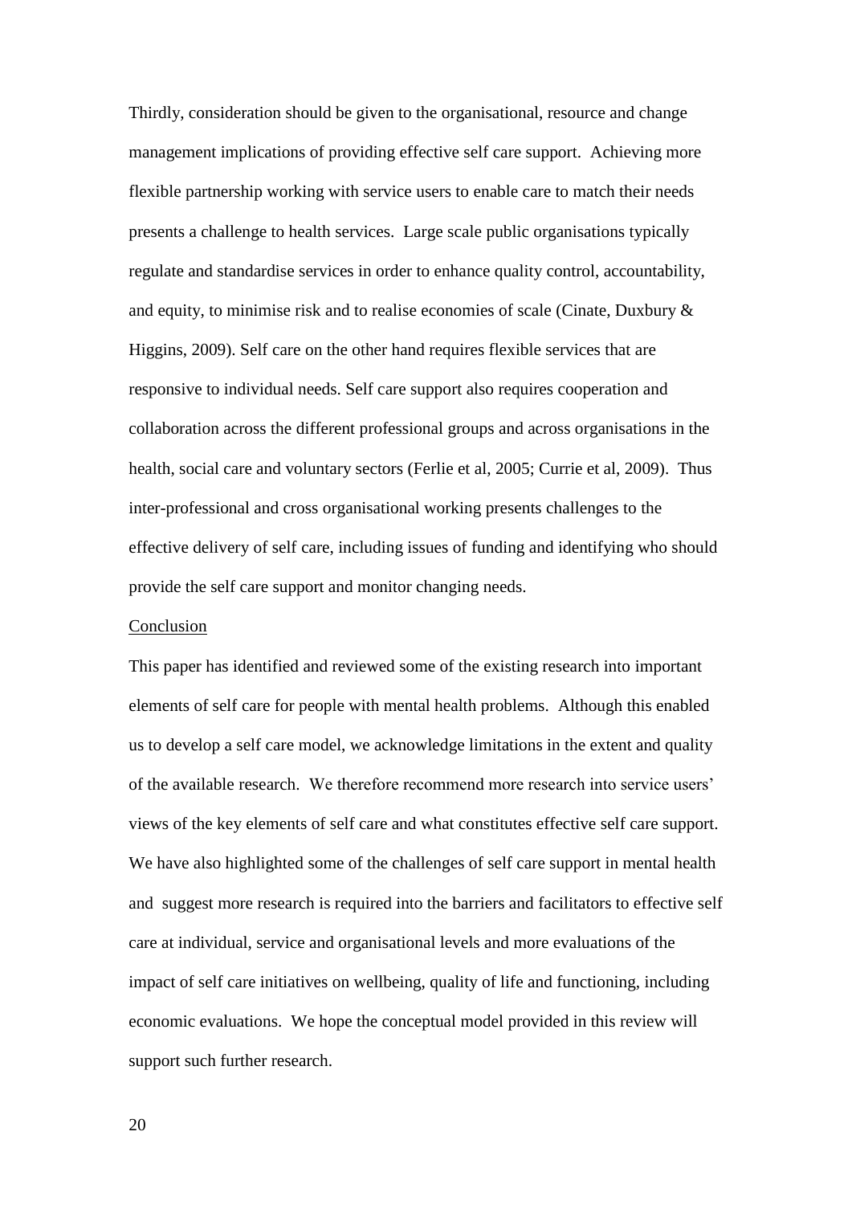Thirdly, consideration should be given to the organisational, resource and change management implications of providing effective self care support. Achieving more flexible partnership working with service users to enable care to match their needs presents a challenge to health services. Large scale public organisations typically regulate and standardise services in order to enhance quality control, accountability, and equity, to minimise risk and to realise economies of scale (Cinate, Duxbury & Higgins, 2009). Self care on the other hand requires flexible services that are responsive to individual needs. Self care support also requires cooperation and collaboration across the different professional groups and across organisations in the health, social care and voluntary sectors (Ferlie et al, 2005; Currie et al, 2009). Thus inter-professional and cross organisational working presents challenges to the effective delivery of self care, including issues of funding and identifying who should provide the self care support and monitor changing needs.

## Conclusion

This paper has identified and reviewed some of the existing research into important elements of self care for people with mental health problems. Although this enabled us to develop a self care model, we acknowledge limitations in the extent and quality of the available research. We therefore recommend more research into service users' views of the key elements of self care and what constitutes effective self care support. We have also highlighted some of the challenges of self care support in mental health and suggest more research is required into the barriers and facilitators to effective self care at individual, service and organisational levels and more evaluations of the impact of self care initiatives on wellbeing, quality of life and functioning, including economic evaluations. We hope the conceptual model provided in this review will support such further research.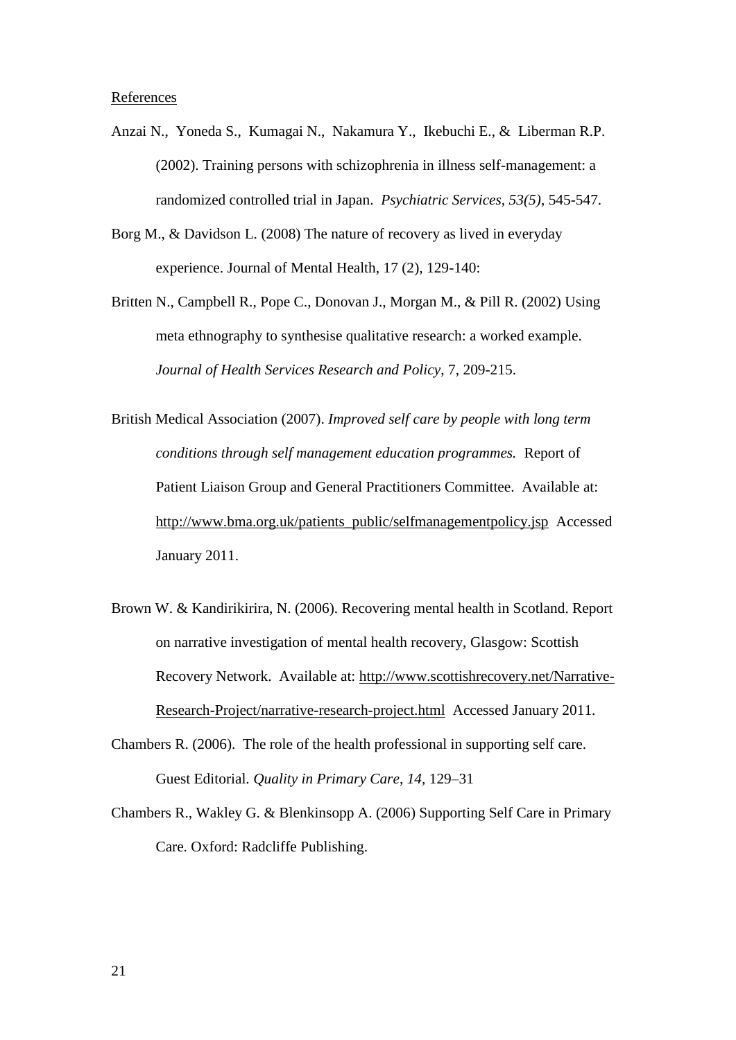References

Anzai N., Yoneda S., Kumagai N., Nakamura Y., Ikebuchi E., & Liberman R.P. (2002). Training persons with schizophrenia in illness self-management: a randomized controlled trial in Japan. *Psychiatric Services, 53(5)*, 545-547.

Borg M., & Davidson L. (2008) The nature of recovery as lived in everyday experience. Journal of Mental Health, 17 (2), 129-140:

Britten N., Campbell R., Pope C., Donovan J., Morgan M., & Pill R. (2002) Using meta ethnography to synthesise qualitative research: a worked example. *Journal of Health Services Research and Policy*, 7, 209-215.

British Medical Association (2007). *Improved self care by people with long term conditions through self management education programmes.* Report of Patient Liaison Group and General Practitioners Committee. Available at: http://www.bma.org.uk/patients_public/selfmanagementpolicy.jsp Accessed January 2011.

Brown W. & Kandirikirira, N. (2006). Recovering mental health in Scotland. Report on narrative investigation of mental health recovery, Glasgow: Scottish Recovery Network. Available at: http://www.scottishrecovery.net/Narrative-Research-Project/narrative-research-project.html Accessed January 2011.

Chambers R. (2006). The role of the health professional in supporting self care. Guest Editorial. *Quality in Primary Care*, *14*, 129–31

Chambers R., Wakley G. & Blenkinsopp A. (2006) Supporting Self Care in Primary Care. Oxford: Radcliffe Publishing.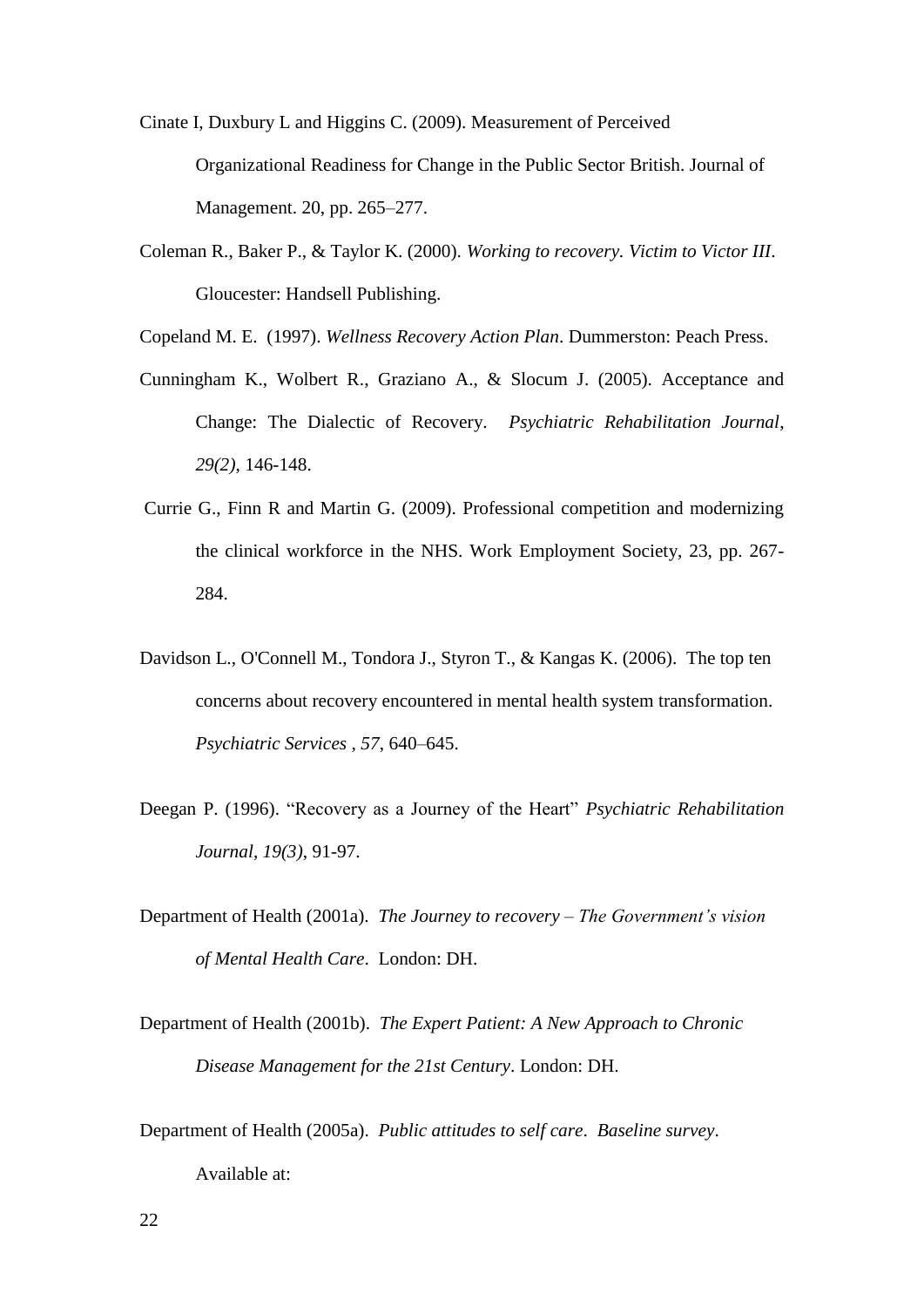Cinate I, Duxbury L and Higgins C. (2009). Measurement of Perceived Organizational Readiness for Change in the Public Sector British. Journal of Management. 20, pp. 265–277.

Coleman R., Baker P., & Taylor K. (2000). *Working to recovery. Victim to Victor III*. Gloucester: Handsell Publishing.

Copeland M. E. (1997). *Wellness Recovery Action Plan*. Dummerston: Peach Press.

Cunningham K., Wolbert R., Graziano A., & Slocum J. (2005). Acceptance and Change: The Dialectic of Recovery. *Psychiatric Rehabilitation Journal*, *29(2)*, 146-148.

Currie G., Finn R and Martin G. (2009). Professional competition and modernizing the clinical workforce in the NHS. Work Employment Society, 23, pp. 267-284.

Davidson L., O'Connell M., Tondora J., Styron T., & Kangas K. (2006). The top ten concerns about recovery encountered in mental health system transformation. *Psychiatric Services* , *57*, 640–645.

Deegan P. (1996). "Recovery as a Journey of the Heart" *Psychiatric Rehabilitation Journal*, *19(3)*, 91-97.

Department of Health (2001a). *The Journey to recovery – The Government's vision of Mental Health Care*. London: DH.

Department of Health (2001b). *The Expert Patient: A New Approach to Chronic Disease Management for the 21st Century*. London: DH.

Department of Health (2005a). *Public attitudes to self care. Baseline survey*. Available at: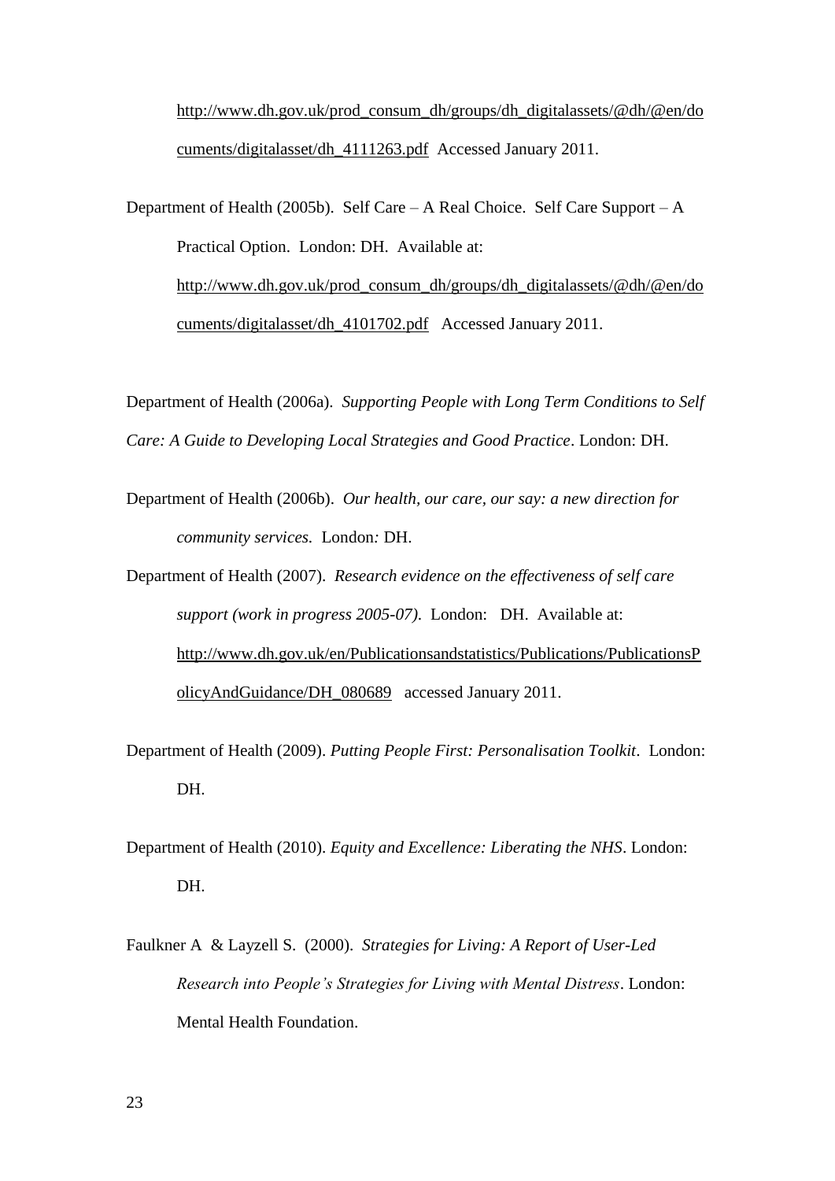http://www.dh.gov.uk/prod_consum_dh/groups/dh_digitalassets/@dh/@en/documents/digitalasset/dh_4111263.pdf Accessed January 2011.

Department of Health (2005b). Self Care – A Real Choice. Self Care Support – A Practical Option. London: DH. Available at: http://www.dh.gov.uk/prod_consum_dh/groups/dh_digitalassets/@dh/@en/documents/digitalasset/dh_4101702.pdf Accessed January 2011.

Department of Health (2006a). *Supporting People with Long Term Conditions to Self Care: A Guide to Developing Local Strategies and Good Practice*. London: DH.

Department of Health (2006b). *Our health, our care, our say: a new direction for community services.* London*:* DH.

Department of Health (2007). *Research evidence on the effectiveness of self care support (work in progress 2005-07).* London: DH. Available at: http://www.dh.gov.uk/en/Publicationsandstatistics/Publications/PublicationsPolicyAndGuidance/DH_080689 accessed January 2011.

Department of Health (2009). *Putting People First: Personalisation Toolkit*. London: DH.

Department of Health (2010). *Equity and Excellence: Liberating the NHS*. London: DH.

Faulkner A & Layzell S. (2000). *Strategies for Living: A Report of User-Led Research into People's Strategies for Living with Mental Distress*. London: Mental Health Foundation.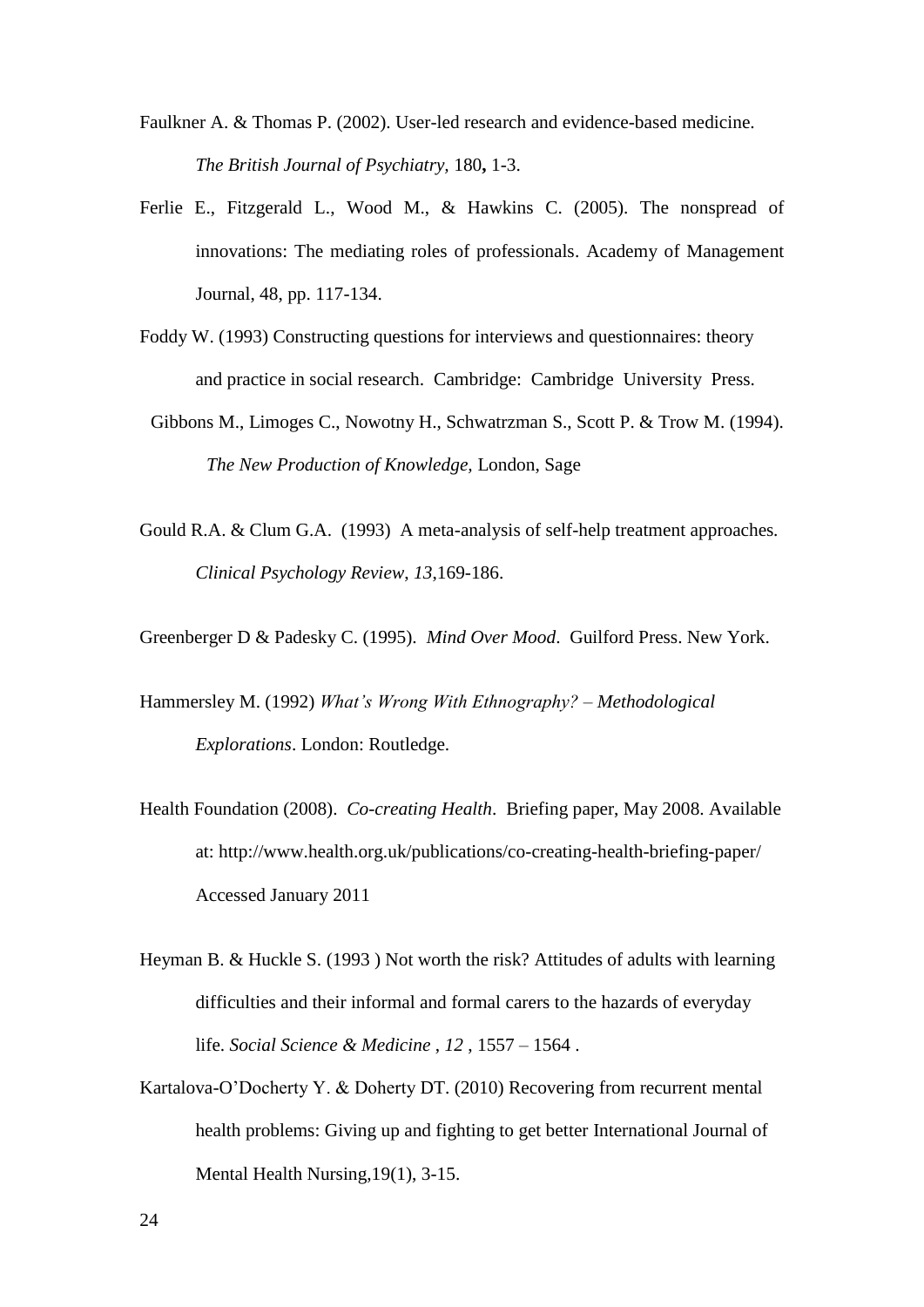Faulkner A. & Thomas P. (2002). User-led research and evidence-based medicine. *The British Journal of Psychiatry,* 180**,** 1-3.

Ferlie E., Fitzgerald L., Wood M., & Hawkins C. (2005). The nonspread of innovations: The mediating roles of professionals. Academy of Management Journal, 48, pp. 117-134.

Foddy W. (1993) Constructing questions for interviews and questionnaires: theory and practice in social research. Cambridge: Cambridge University Press.

Gibbons M., Limoges C., Nowotny H., Schwatrzman S., Scott P. & Trow M. (1994). *The New Production of Knowledge,* London, Sage

Gould R.A. & Clum G.A. (1993) A meta-analysis of self-help treatment approaches. *Clinical Psychology Review, 13*,169-186.

Greenberger D & Padesky C. (1995). *Mind Over Mood*. Guilford Press. New York.

Hammersley M. (1992) *What's Wrong With Ethnography? – Methodological Explorations*. London: Routledge.

Health Foundation (2008). *Co-creating Health*. Briefing paper, May 2008. Available at: http://www.health.org.uk/publications/co-creating-health-briefing-paper/ Accessed January 2011

Heyman B. & Huckle S. (1993 ) Not worth the risk? Attitudes of adults with learning difficulties and their informal and formal carers to the hazards of everyday life. *Social Science & Medicine* , *12* , 1557 – 1564 .

Kartalova-O'Docherty Y. & Doherty DT. (2010) Recovering from recurrent mental health problems: Giving up and fighting to get better International Journal of Mental Health Nursing,19(1), 3-15.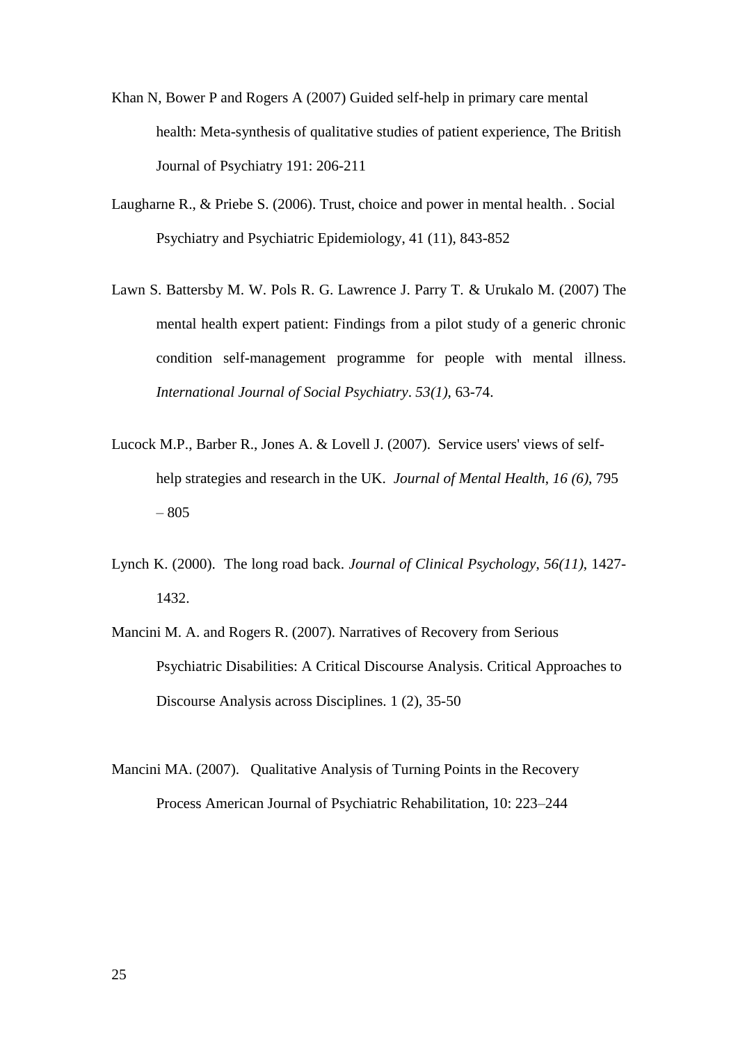Khan N, Bower P and Rogers A (2007) Guided self-help in primary care mental health: Meta-synthesis of qualitative studies of patient experience, The British Journal of Psychiatry 191: 206-211

Laugharne R., & Priebe S. (2006). Trust, choice and power in mental health. . Social Psychiatry and Psychiatric Epidemiology, 41 (11), 843-852

Lawn S. Battersby M. W. Pols R. G. Lawrence J. Parry T. & Urukalo M. (2007) The mental health expert patient: Findings from a pilot study of a generic chronic condition self-management programme for people with mental illness. *International Journal of Social Psychiatry*. *53(1)*, 63-74.

Lucock M.P., Barber R., Jones A. & Lovell J. (2007). Service users' views of self-help strategies and research in the UK. *Journal of Mental Health*, *16 (6)*, 795 – 805

Lynch K. (2000). The long road back. *Journal of Clinical Psychology*, *56(11)*, 1427-1432.

Mancini M. A. and Rogers R. (2007). Narratives of Recovery from Serious Psychiatric Disabilities: A Critical Discourse Analysis. Critical Approaches to Discourse Analysis across Disciplines. 1 (2), 35-50

Mancini MA. (2007). Qualitative Analysis of Turning Points in the Recovery Process American Journal of Psychiatric Rehabilitation, 10: 223–244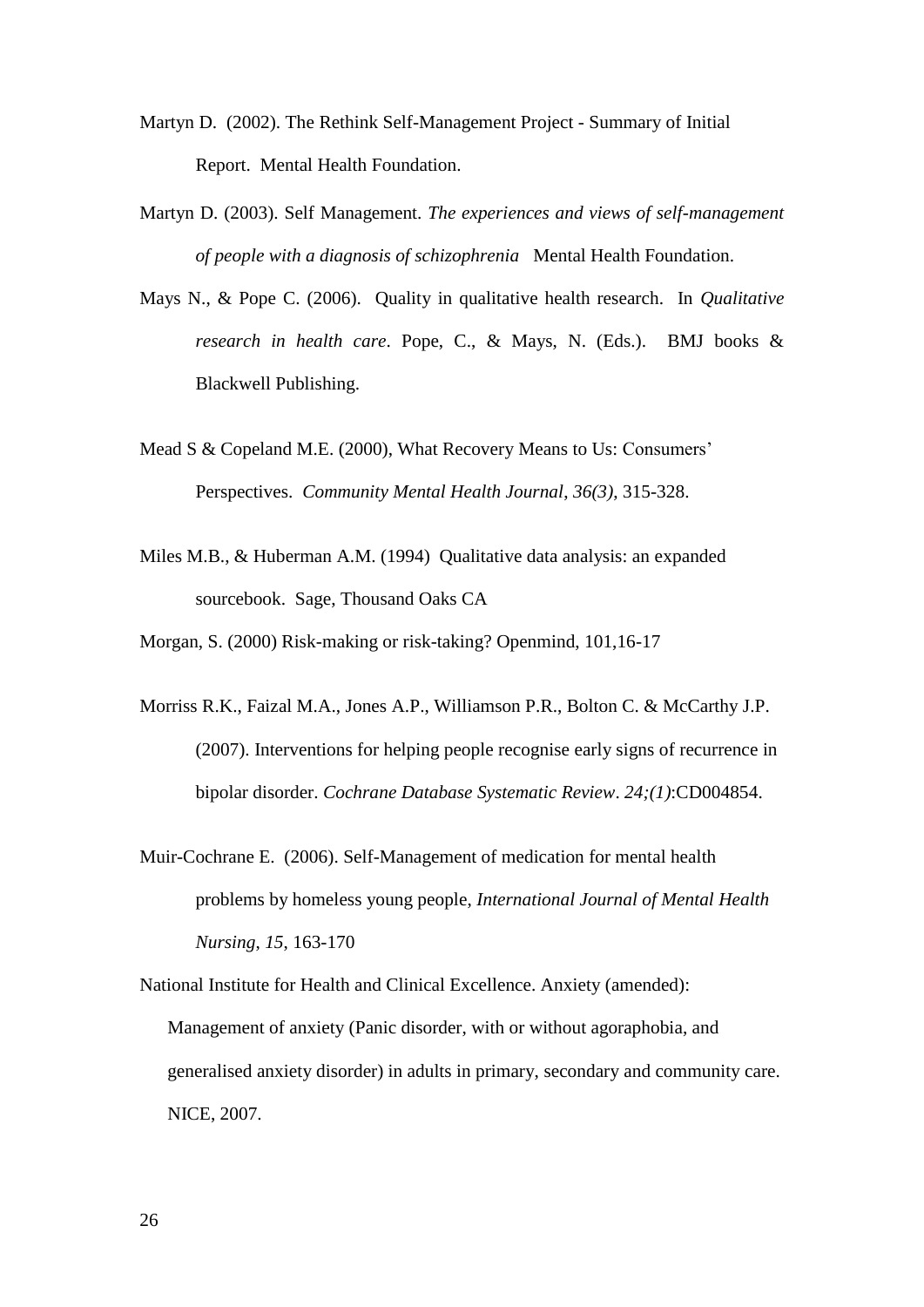Martyn D. (2002). The Rethink Self-Management Project - Summary of Initial Report. Mental Health Foundation.

Martyn D. (2003). Self Management. *The experiences and views of self-management of people with a diagnosis of schizophrenia* Mental Health Foundation.

Mays N., & Pope C. (2006). Quality in qualitative health research. In *Qualitative research in health care*. Pope, C., & Mays, N. (Eds.). BMJ books & Blackwell Publishing.

Mead S & Copeland M.E. (2000), What Recovery Means to Us: Consumers' Perspectives. *Community Mental Health Journal*, *36(3)*, 315-328.

Miles M.B., & Huberman A.M. (1994) Qualitative data analysis: an expanded sourcebook. Sage, Thousand Oaks CA

Morgan, S. (2000) Risk-making or risk-taking? Openmind, 101,16-17

Morriss R.K., Faizal M.A., Jones A.P., Williamson P.R., Bolton C. & McCarthy J.P. (2007). Interventions for helping people recognise early signs of recurrence in bipolar disorder. *Cochrane Database Systematic Review*. *24;(1)*:CD004854.

Muir-Cochrane E. (2006). Self-Management of medication for mental health problems by homeless young people, *International Journal of Mental Health Nursing*, *15*, 163-170

National Institute for Health and Clinical Excellence. Anxiety (amended): Management of anxiety (Panic disorder, with or without agoraphobia, and generalised anxiety disorder) in adults in primary, secondary and community care. NICE, 2007.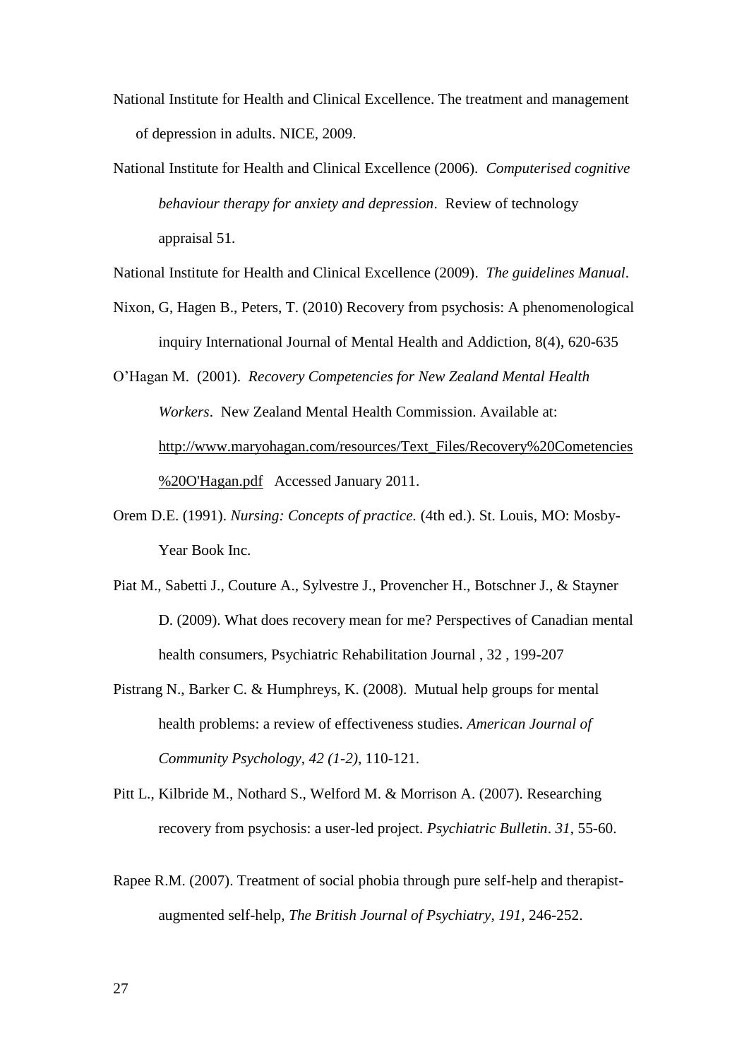National Institute for Health and Clinical Excellence. The treatment and management of depression in adults. NICE, 2009.

National Institute for Health and Clinical Excellence (2006). *Computerised cognitive behaviour therapy for anxiety and depression*. Review of technology appraisal 51.

National Institute for Health and Clinical Excellence (2009). *The guidelines Manual*.

Nixon, G, Hagen B., Peters, T. (2010) Recovery from psychosis: A phenomenological inquiry International Journal of Mental Health and Addiction, 8(4), 620-635

O'Hagan M. (2001). *Recovery Competencies for New Zealand Mental Health Workers*. New Zealand Mental Health Commission. Available at: http://www.maryohagan.com/resources/Text_Files/Recovery%20Cometencies%20O'Hagan.pdf Accessed January 2011.

Orem D.E. (1991). *Nursing: Concepts of practice.* (4th ed.). St. Louis, MO: Mosby-Year Book Inc.

Piat M., Sabetti J., Couture A., Sylvestre J., Provencher H., Botschner J., & Stayner D. (2009). What does recovery mean for me? Perspectives of Canadian mental health consumers, Psychiatric Rehabilitation Journal , 32 , 199-207

Pistrang N., Barker C. & Humphreys, K. (2008). Mutual help groups for mental health problems: a review of effectiveness studies. *American Journal of Community Psychology*, *42 (1-2)*, 110-121.

Pitt L., Kilbride M., Nothard S., Welford M. & Morrison A. (2007). Researching recovery from psychosis: a user-led project. *Psychiatric Bulletin*. *31*, 55-60.

Rapee R.M. (2007). Treatment of social phobia through pure self-help and therapist-augmented self-help, *The British Journal of Psychiatry*, *191*, 246-252.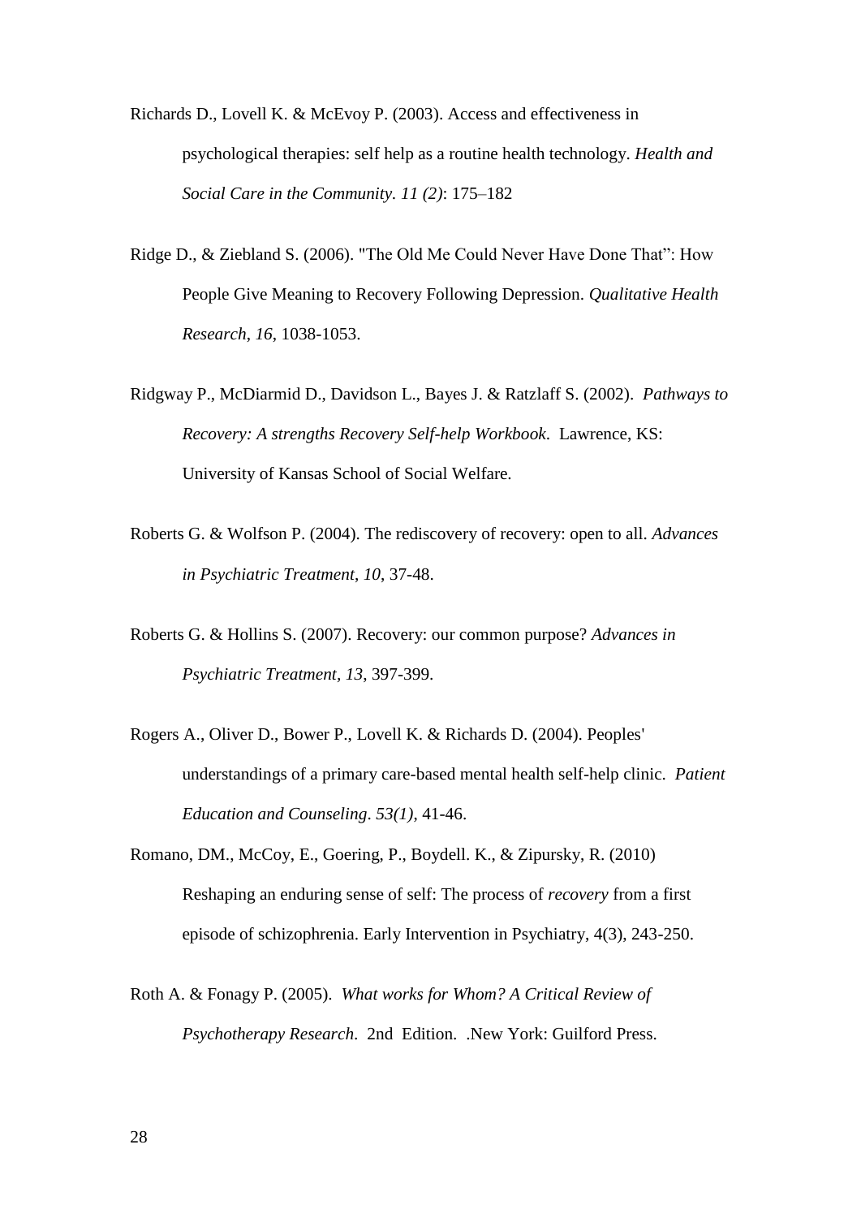Richards D., Lovell K. & McEvoy P. (2003). Access and effectiveness in psychological therapies: self help as a routine health technology. *Health and Social Care in the Community. 11 (2)*: 175–182

Ridge D., & Ziebland S. (2006). "The Old Me Could Never Have Done That": How People Give Meaning to Recovery Following Depression. *Qualitative Health Research*, *16*, 1038-1053.

Ridgway P., McDiarmid D., Davidson L., Bayes J. & Ratzlaff S. (2002). *Pathways to Recovery: A strengths Recovery Self-help Workbook*. Lawrence, KS: University of Kansas School of Social Welfare.

Roberts G. & Wolfson P. (2004). The rediscovery of recovery: open to all. *Advances in Psychiatric Treatment, 10*, 37-48.

Roberts G. & Hollins S. (2007). Recovery: our common purpose? *Advances in Psychiatric Treatment, 13*, 397-399.

Rogers A., Oliver D., Bower P., Lovell K. & Richards D. (2004). Peoples' understandings of a primary care-based mental health self-help clinic. *Patient Education and Counseling*. *53(1)*, 41-46.

Romano, DM., McCoy, E., Goering, P., Boydell. K., & Zipursky, R. (2010) Reshaping an enduring sense of self: The process of *recovery* from a first episode of schizophrenia. Early Intervention in Psychiatry, 4(3), 243-250.

Roth A. & Fonagy P. (2005). *What works for Whom? A Critical Review of Psychotherapy Research.* 2nd Edition. .New York: Guilford Press.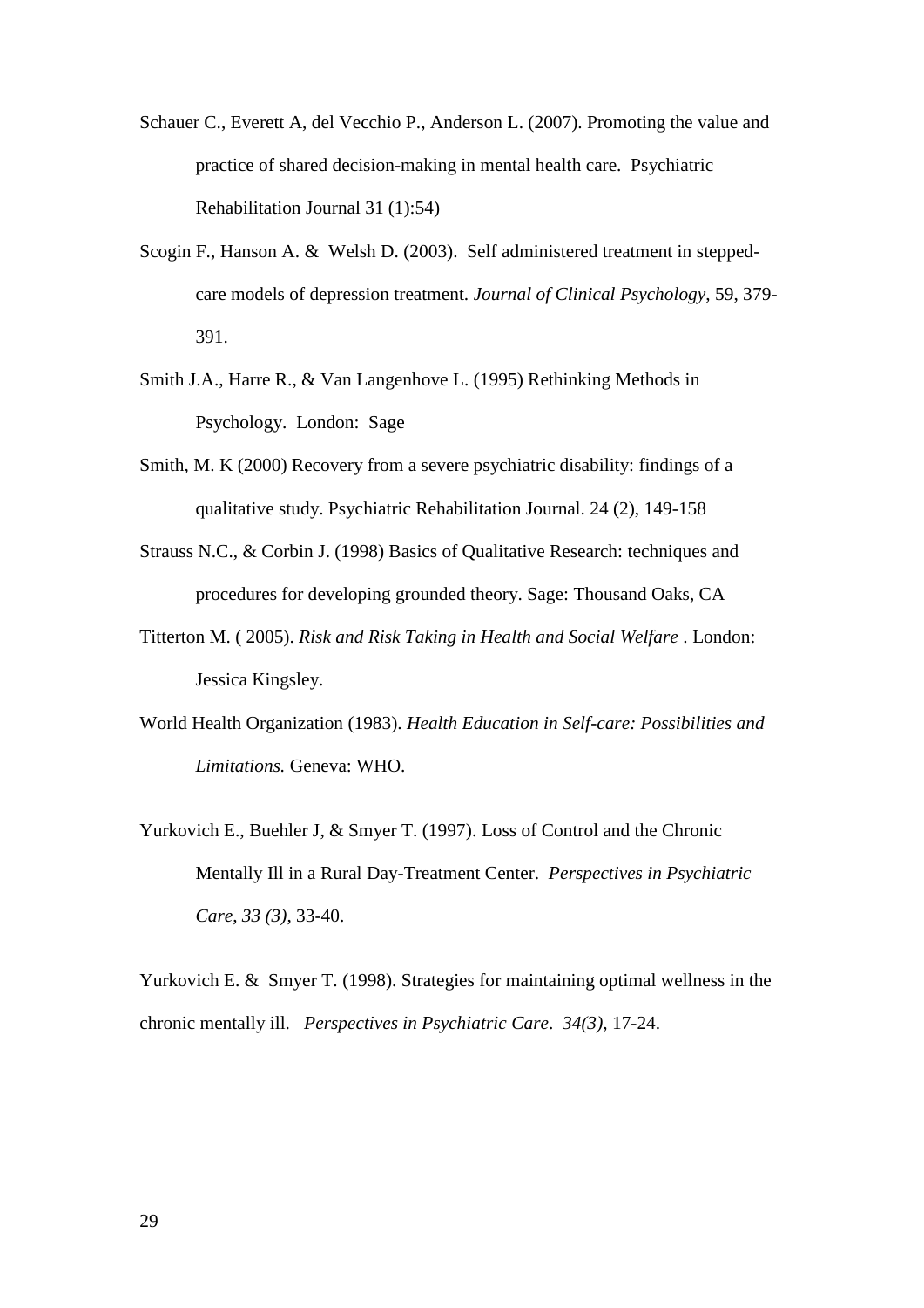Schauer C., Everett A, del Vecchio P., Anderson L. (2007). Promoting the value and practice of shared decision-making in mental health care. Psychiatric Rehabilitation Journal 31 (1):54)

Scogin F., Hanson A. & Welsh D. (2003). Self administered treatment in stepped-care models of depression treatment. *Journal of Clinical Psychology*, 59, 379-391.

Smith J.A., Harre R., & Van Langenhove L. (1995) Rethinking Methods in Psychology. London: Sage

Smith, M. K (2000) Recovery from a severe psychiatric disability: findings of a qualitative study. Psychiatric Rehabilitation Journal. 24 (2), 149-158

Strauss N.C., & Corbin J. (1998) Basics of Qualitative Research: techniques and procedures for developing grounded theory. Sage: Thousand Oaks, CA

Titterton M. ( 2005). *Risk and Risk Taking in Health and Social Welfare* . London: Jessica Kingsley.

World Health Organization (1983). *Health Education in Self-care: Possibilities and Limitations.* Geneva: WHO.

Yurkovich E., Buehler J, & Smyer T. (1997). Loss of Control and the Chronic Mentally Ill in a Rural Day-Treatment Center. *Perspectives in Psychiatric Care*, *33 (3)*, 33-40.

Yurkovich E. & Smyer T. (1998). Strategies for maintaining optimal wellness in the chronic mentally ill. *Perspectives in Psychiatric Care*. *34(3)*, 17-24.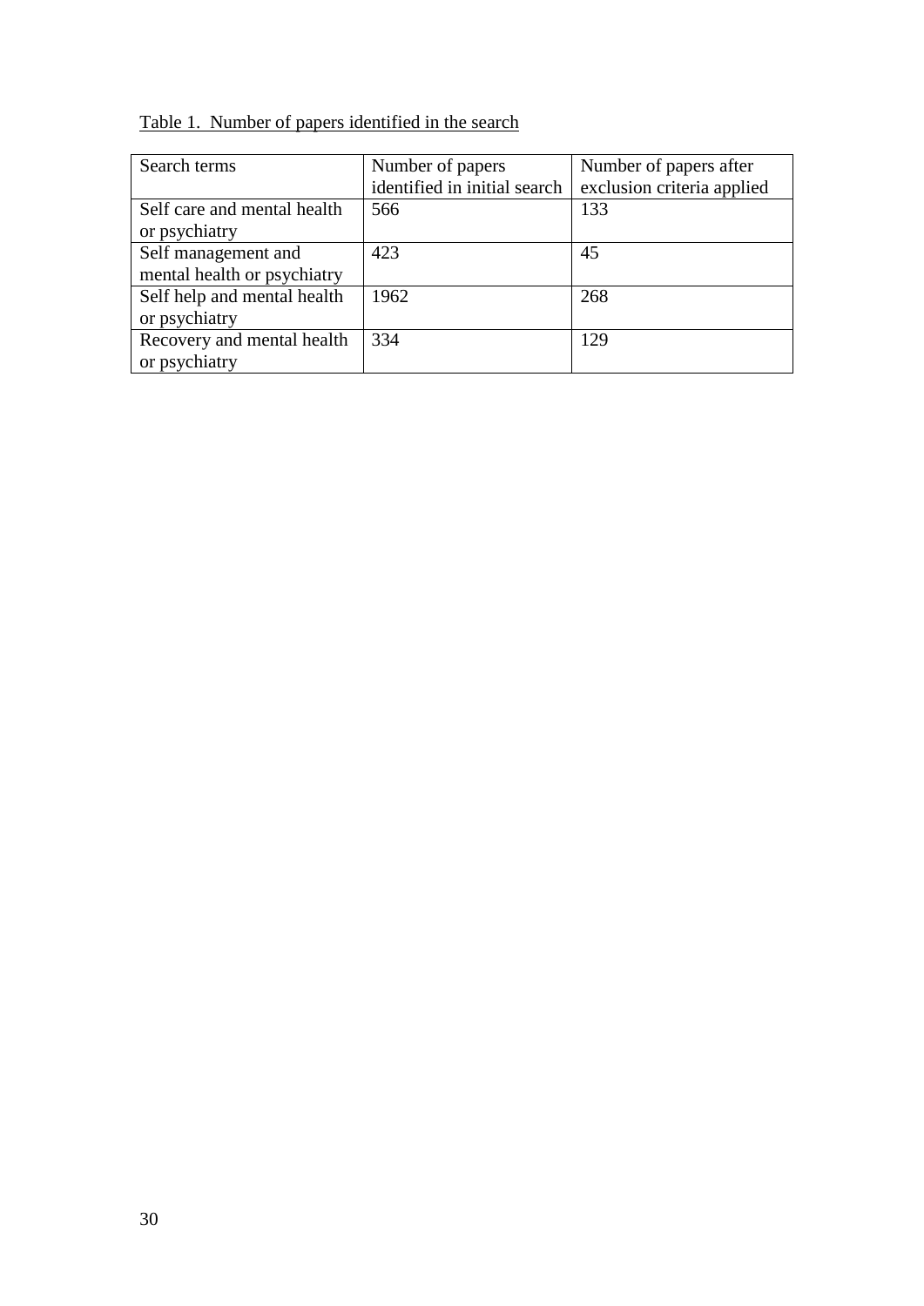Table 1.  Number of papers identified in the search

| Search terms | Number of papers identified in initial search | Number of papers after exclusion criteria applied |
| --- | --- | --- |
| Self care and mental health or psychiatry | 566 | 133 |
| Self management and mental health or psychiatry | 423 | 45 |
| Self help and mental health or psychiatry | 1962 | 268 |
| Recovery and mental health or psychiatry | 334 | 129 |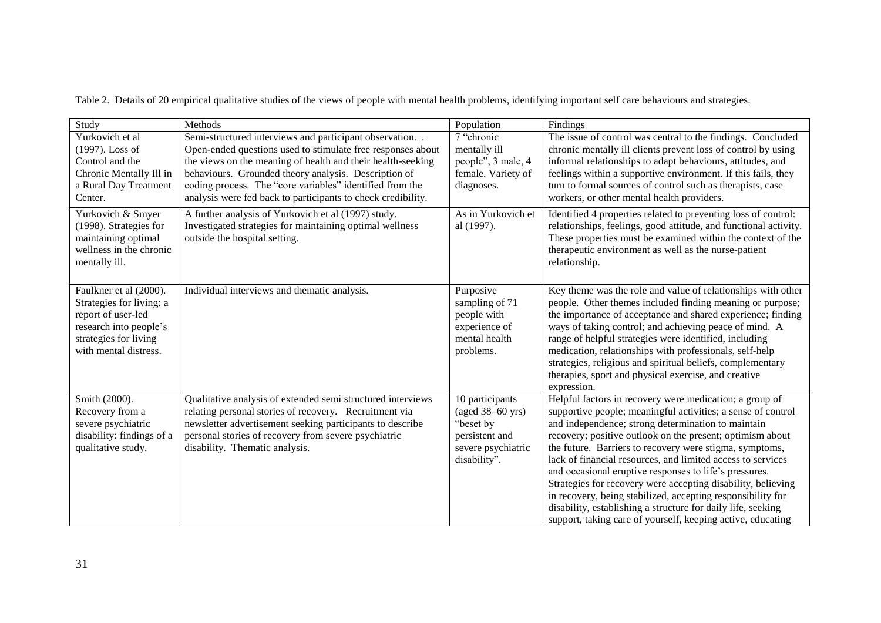Table 2. Details of 20 empirical qualitative studies of the views of people with mental health problems, identifying important self care behaviours and strategies.

| Study | Methods | Population | Findings |
|---|---|---|---|
| Yurkovich et al (1997). Loss of Control and the Chronic Mentally Ill in a Rural Day Treatment Center. | Semi-structured interviews and participant observation. . Open-ended questions used to stimulate free responses about the views on the meaning of health and their health-seeking behaviours. Grounded theory analysis. Description of coding process. The "core variables" identified from the analysis were fed back to participants to check credibility. | 7 "chronic mentally ill people", 3 male, 4 female. Variety of diagnoses. | The issue of control was central to the findings. Concluded chronic mentally ill clients prevent loss of control by using informal relationships to adapt behaviours, attitudes, and feelings within a supportive environment. If this fails, they turn to formal sources of control such as therapists, case workers, or other mental health providers. |
| Yurkovich & Smyer (1998). Strategies for maintaining optimal wellness in the chronic mentally ill. | A further analysis of Yurkovich et al (1997) study. Investigated strategies for maintaining optimal wellness outside the hospital setting. | As in Yurkovich et al (1997). | Identified 4 properties related to preventing loss of control: relationships, feelings, good attitude, and functional activity. These properties must be examined within the context of the therapeutic environment as well as the nurse-patient relationship. |
| Faulkner et al (2000). Strategies for living: a report of user-led research into people's strategies for living with mental distress. | Individual interviews and thematic analysis. | Purposive sampling of 71 people with experience of mental health problems. | Key theme was the role and value of relationships with other people. Other themes included finding meaning or purpose; the importance of acceptance and shared experience; finding ways of taking control; and achieving peace of mind. A range of helpful strategies were identified, including medication, relationships with professionals, self-help strategies, religious and spiritual beliefs, complementary therapies, sport and physical exercise, and creative expression. |
| Smith (2000). Recovery from a severe psychiatric disability: findings of a qualitative study. | Qualitative analysis of extended semi structured interviews relating personal stories of recovery. Recruitment via newsletter advertisement seeking participants to describe personal stories of recovery from severe psychiatric disability. Thematic analysis. | 10 participants (aged 38–60 yrs) "beset by persistent and severe psychiatric disability". | Helpful factors in recovery were medication; a group of supportive people; meaningful activities; a sense of control and independence; strong determination to maintain recovery; positive outlook on the present; optimism about the future. Barriers to recovery were stigma, symptoms, lack of financial resources, and limited access to services and occasional eruptive responses to life's pressures. Strategies for recovery were accepting disability, believing in recovery, being stabilized, accepting responsibility for disability, establishing a structure for daily life, seeking support, taking care of yourself, keeping active, educating |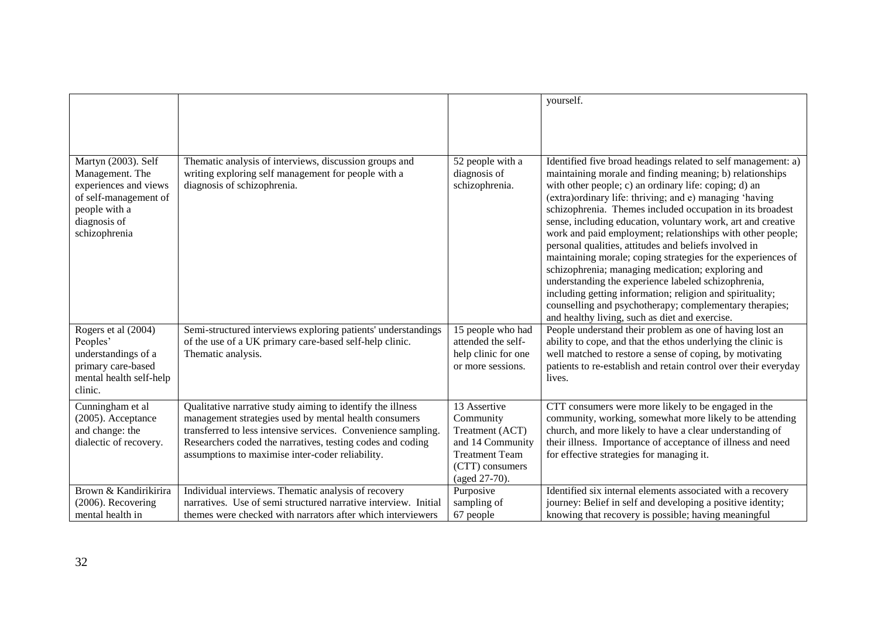| | | | |
|---|---|---|---|
| | | | yourself. |
| Martyn (2003). Self Management. The experiences and views of self-management of people with a diagnosis of schizophrenia | Thematic analysis of interviews, discussion groups and writing exploring self management for people with a diagnosis of schizophrenia. | 52 people with a diagnosis of schizophrenia. | Identified five broad headings related to self management: a) maintaining morale and finding meaning; b) relationships with other people; c) an ordinary life: coping; d) an (extra)ordinary life: thriving; and e) managing 'having schizophrenia. Themes included occupation in its broadest sense, including education, voluntary work, art and creative work and paid employment; relationships with other people; personal qualities, attitudes and beliefs involved in maintaining morale; coping strategies for the experiences of schizophrenia; managing medication; exploring and understanding the experience labeled schizophrenia, including getting information; religion and spirituality; counselling and psychotherapy; complementary therapies; and healthy living, such as diet and exercise. |
| Rogers et al (2004) Peoples' understandings of a primary care-based mental health self-help clinic. | Semi-structured interviews exploring patients' understandings of the use of a UK primary care-based self-help clinic. Thematic analysis. | 15 people who had attended the self-help clinic for one or more sessions. | People understand their problem as one of having lost an ability to cope, and that the ethos underlying the clinic is well matched to restore a sense of coping, by motivating patients to re-establish and retain control over their everyday lives. |
| Cunningham et al (2005). Acceptance and change: the dialectic of recovery. | Qualitative narrative study aiming to identify the illness management strategies used by mental health consumers transferred to less intensive services. Convenience sampling. Researchers coded the narratives, testing codes and coding assumptions to maximise inter-coder reliability. | 13 Assertive Community Treatment (ACT) and 14 Community Treatment Team (CTT) consumers (aged 27-70). | CTT consumers were more likely to be engaged in the community, working, somewhat more likely to be attending church, and more likely to have a clear understanding of their illness. Importance of acceptance of illness and need for effective strategies for managing it. |
| Brown & Kandirikirira (2006). Recovering mental health in | Individual interviews. Thematic analysis of recovery narratives. Use of semi structured narrative interview. Initial themes were checked with narrators after which interviewers | Purposive sampling of 67 people | Identified six internal elements associated with a recovery journey: Belief in self and developing a positive identity; knowing that recovery is possible; having meaningful |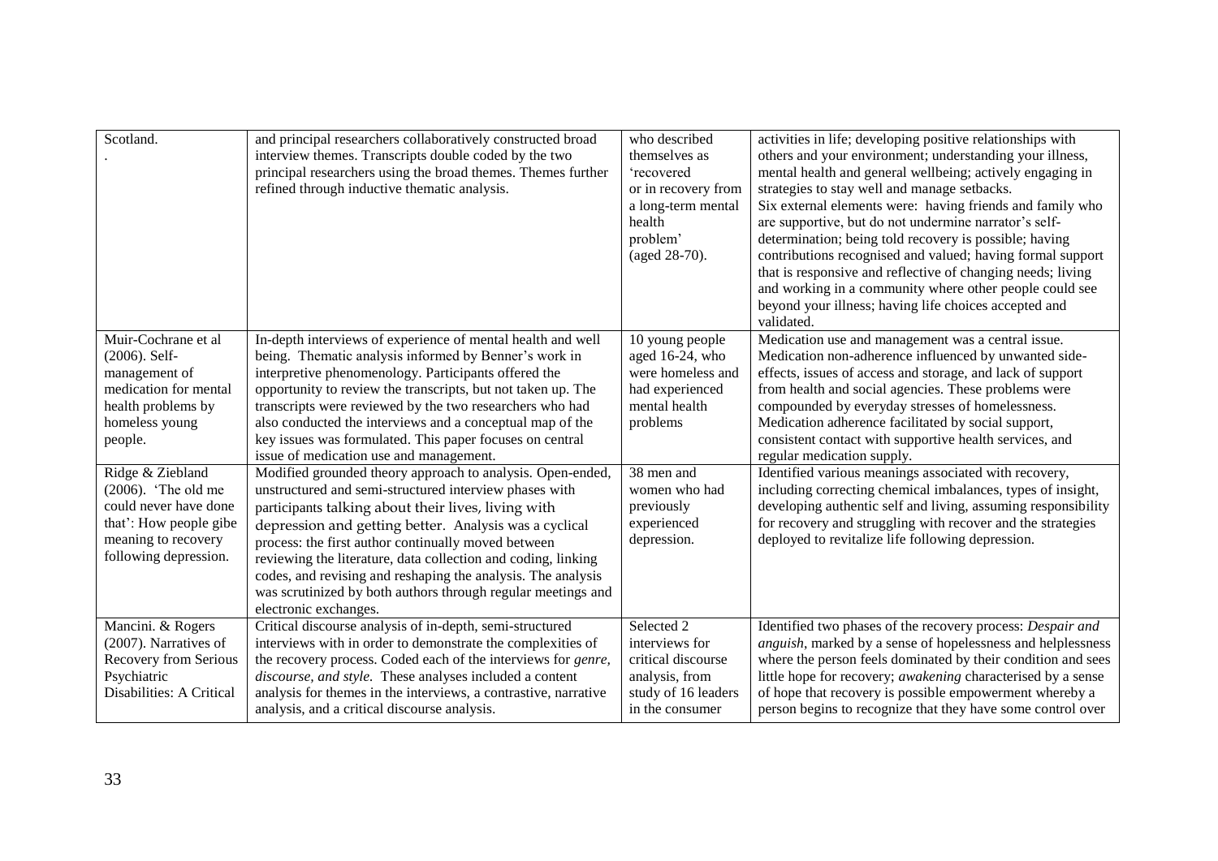| | | | |
|---|---|---|---|
| Scotland.<br>. | and principal researchers collaboratively constructed broad interview themes. Transcripts double coded by the two principal researchers using the broad themes. Themes further refined through inductive thematic analysis. | who described themselves as 'recovered or in recovery from a long-term mental health problem' (aged 28-70). | activities in life; developing positive relationships with others and your environment; understanding your illness, mental health and general wellbeing; actively engaging in strategies to stay well and manage setbacks.<br>Six external elements were: having friends and family who are supportive, but do not undermine narrator's self-determination; being told recovery is possible; having contributions recognised and valued; having formal support that is responsive and reflective of changing needs; living and working in a community where other people could see beyond your illness; having life choices accepted and validated. |
| Muir-Cochrane et al (2006). Self-management of medication for mental health problems by homeless young people. | In-depth interviews of experience of mental health and well being. Thematic analysis informed by Benner's work in interpretive phenomenology. Participants offered the opportunity to review the transcripts, but not taken up. The transcripts were reviewed by the two researchers who had also conducted the interviews and a conceptual map of the key issues was formulated. This paper focuses on central issue of medication use and management. | 10 young people aged 16-24, who were homeless and had experienced mental health problems | Medication use and management was a central issue. Medication non-adherence influenced by unwanted side-effects, issues of access and storage, and lack of support from health and social agencies. These problems were compounded by everyday stresses of homelessness. Medication adherence facilitated by social support, consistent contact with supportive health services, and regular medication supply. |
| Ridge & Ziebland (2006). 'The old me could never have done that': How people gibe meaning to recovery following depression. | Modified grounded theory approach to analysis. Open-ended, unstructured and semi-structured interview phases with participants talking about their lives, living with depression and getting better. Analysis was a cyclical process: the first author continually moved between reviewing the literature, data collection and coding, linking codes, and revising and reshaping the analysis. The analysis was scrutinized by both authors through regular meetings and electronic exchanges. | 38 men and women who had previously experienced depression. | Identified various meanings associated with recovery, including correcting chemical imbalances, types of insight, developing authentic self and living, assuming responsibility for recovery and struggling with recover and the strategies deployed to revitalize life following depression. |
| Mancini. & Rogers (2007). Narratives of Recovery from Serious Psychiatric Disabilities: A Critical | Critical discourse analysis of in-depth, semi-structured interviews with in order to demonstrate the complexities of the recovery process. Coded each of the interviews for *genre, discourse, and style.* These analyses included a content analysis for themes in the interviews, a contrastive, narrative analysis, and a critical discourse analysis. | Selected 2 interviews for critical discourse analysis, from study of 16 leaders in the consumer | Identified two phases of the recovery process: *Despair and anguish*, marked by a sense of hopelessness and helplessness where the person feels dominated by their condition and sees little hope for recovery; *awakening* characterised by a sense of hope that recovery is possible empowerment whereby a person begins to recognize that they have some control over |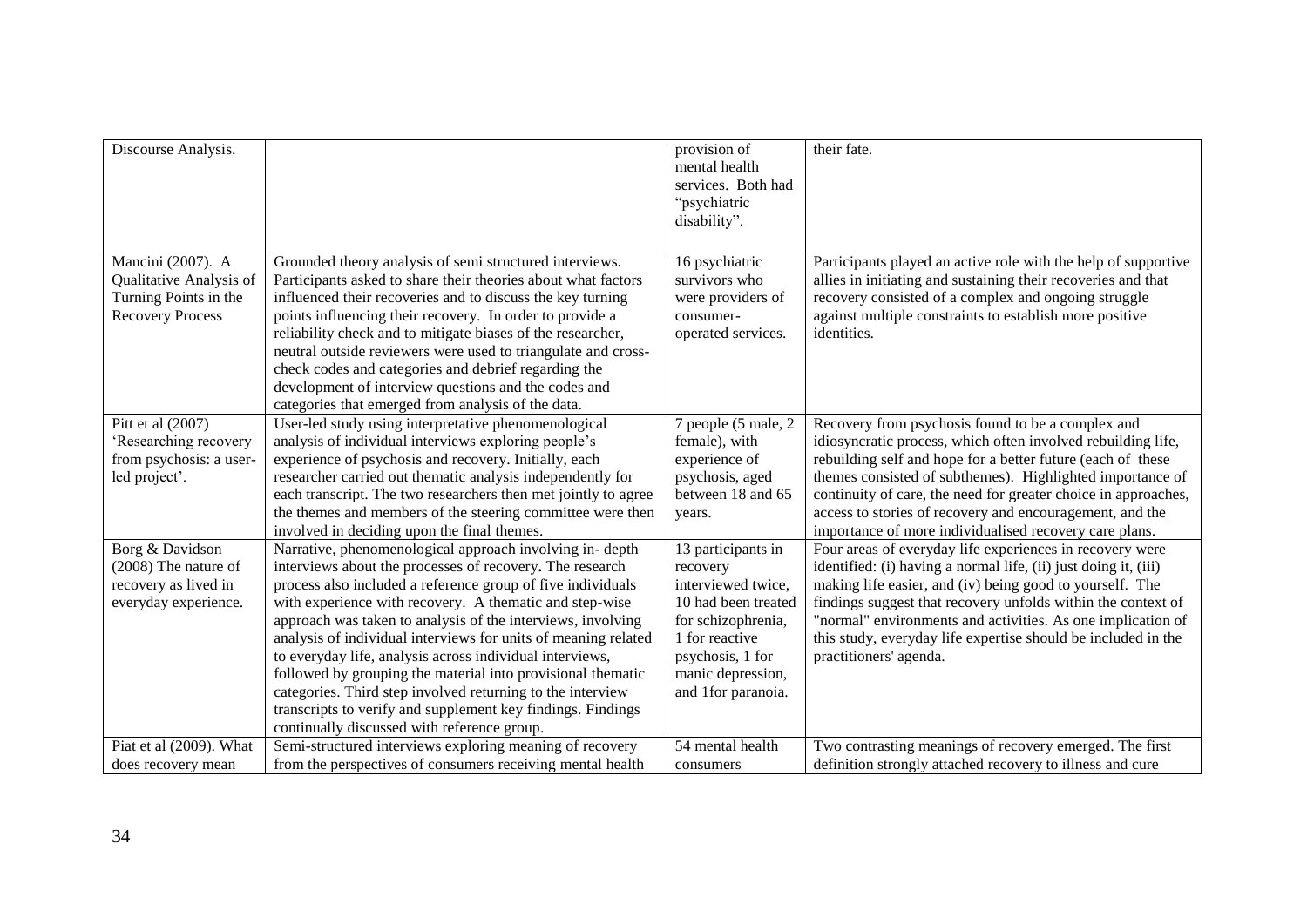| | | | |
|---|---|---|---|
| Discourse Analysis. | | provision of mental health services. Both had "psychiatric disability". | their fate. |
| Mancini (2007). A Qualitative Analysis of Turning Points in the Recovery Process | Grounded theory analysis of semi structured interviews. Participants asked to share their theories about what factors influenced their recoveries and to discuss the key turning points influencing their recovery. In order to provide a reliability check and to mitigate biases of the researcher, neutral outside reviewers were used to triangulate and cross-check codes and categories and debrief regarding the development of interview questions and the codes and categories that emerged from analysis of the data. | 16 psychiatric survivors who were providers of consumer-operated services. | Participants played an active role with the help of supportive allies in initiating and sustaining their recoveries and that recovery consisted of a complex and ongoing struggle against multiple constraints to establish more positive identities. |
| Pitt et al (2007) 'Researching recovery from psychosis: a user-led project'. | User-led study using interpretative phenomenological analysis of individual interviews exploring people's experience of psychosis and recovery. Initially, each researcher carried out thematic analysis independently for each transcript. The two researchers then met jointly to agree the themes and members of the steering committee were then involved in deciding upon the final themes. | 7 people (5 male, 2 female), with experience of psychosis, aged between 18 and 65 years. | Recovery from psychosis found to be a complex and idiosyncratic process, which often involved rebuilding life, rebuilding self and hope for a better future (each of these themes consisted of subthemes). Highlighted importance of continuity of care, the need for greater choice in approaches, access to stories of recovery and encouragement, and the importance of more individualised recovery care plans. |
| Borg & Davidson (2008) The nature of recovery as lived in everyday experience. | Narrative, phenomenological approach involving in- depth interviews about the processes of recovery. The research process also included a reference group of five individuals with experience with recovery. A thematic and step-wise approach was taken to analysis of the interviews, involving analysis of individual interviews for units of meaning related to everyday life, analysis across individual interviews, followed by grouping the material into provisional thematic categories. Third step involved returning to the interview transcripts to verify and supplement key findings. Findings continually discussed with reference group. | 13 participants in recovery interviewed twice, 10 had been treated for schizophrenia, 1 for reactive psychosis, 1 for manic depression, and 1for paranoia. | Four areas of everyday life experiences in recovery were identified: (i) having a normal life, (ii) just doing it, (iii) making life easier, and (iv) being good to yourself. The findings suggest that recovery unfolds within the context of "normal" environments and activities. As one implication of this study, everyday life expertise should be included in the practitioners' agenda. |
| Piat et al (2009). What does recovery mean | Semi-structured interviews exploring meaning of recovery from the perspectives of consumers receiving mental health | 54 mental health consumers | Two contrasting meanings of recovery emerged. The first definition strongly attached recovery to illness and cure |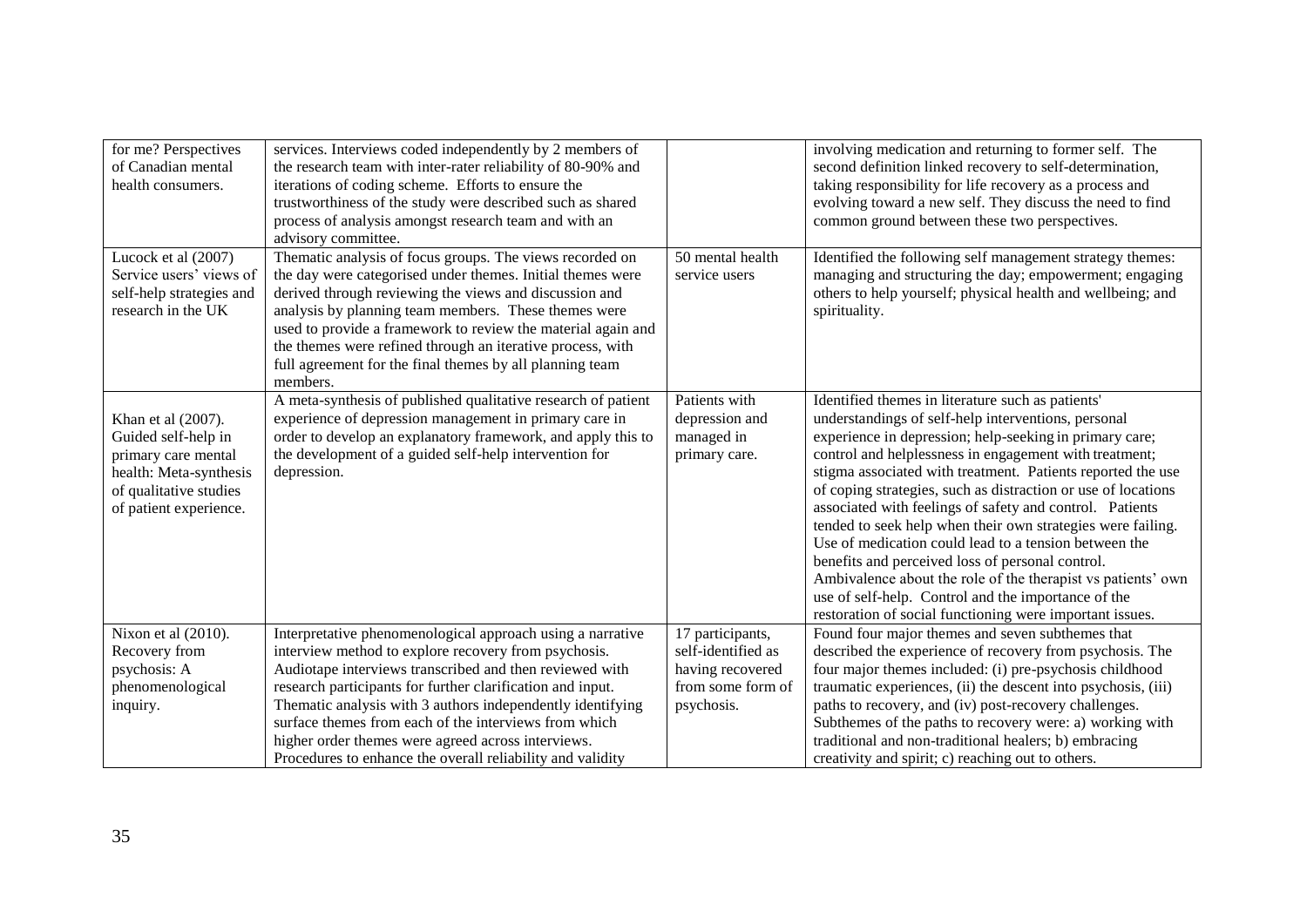| for me? Perspectives of Canadian mental health consumers. | services. Interviews coded independently by 2 members of the research team with inter-rater reliability of 80-90% and iterations of coding scheme. Efforts to ensure the trustworthiness of the study were described such as shared process of analysis amongst research team and with an advisory committee. | | involving medication and returning to former self. The second definition linked recovery to self-determination, taking responsibility for life recovery as a process and evolving toward a new self. They discuss the need to find common ground between these two perspectives. |
|---|---|---|---|
| Lucock et al (2007) Service users' views of self-help strategies and research in the UK | Thematic analysis of focus groups. The views recorded on the day were categorised under themes. Initial themes were derived through reviewing the views and discussion and analysis by planning team members. These themes were used to provide a framework to review the material again and the themes were refined through an iterative process, with full agreement for the final themes by all planning team members. | 50 mental health service users | Identified the following self management strategy themes: managing and structuring the day; empowerment; engaging others to help yourself; physical health and wellbeing; and spirituality. |
| Khan et al (2007). Guided self-help in primary care mental health: Meta-synthesis of qualitative studies of patient experience. | A meta-synthesis of published qualitative research of patient experience of depression management in primary care in order to develop an explanatory framework, and apply this to the development of a guided self-help intervention for depression. | Patients with depression and managed in primary care. | Identified themes in literature such as patients' understandings of self-help interventions, personal experience in depression; help-seeking in primary care; control and helplessness in engagement with treatment; stigma associated with treatment. Patients reported the use of coping strategies, such as distraction or use of locations associated with feelings of safety and control. Patients tended to seek help when their own strategies were failing. Use of medication could lead to a tension between the benefits and perceived loss of personal control. Ambivalence about the role of the therapist vs patients' own use of self-help. Control and the importance of the restoration of social functioning were important issues. |
| Nixon et al (2010). Recovery from psychosis: A phenomenological inquiry. | Interpretative phenomenological approach using a narrative interview method to explore recovery from psychosis. Audiotape interviews transcribed and then reviewed with research participants for further clarification and input. Thematic analysis with 3 authors independently identifying surface themes from each of the interviews from which higher order themes were agreed across interviews. Procedures to enhance the overall reliability and validity | 17 participants, self-identified as having recovered from some form of psychosis. | Found four major themes and seven subthemes that described the experience of recovery from psychosis. The four major themes included: (i) pre-psychosis childhood traumatic experiences, (ii) the descent into psychosis, (iii) paths to recovery, and (iv) post-recovery challenges. Subthemes of the paths to recovery were: a) working with traditional and non-traditional healers; b) embracing creativity and spirit; c) reaching out to others. |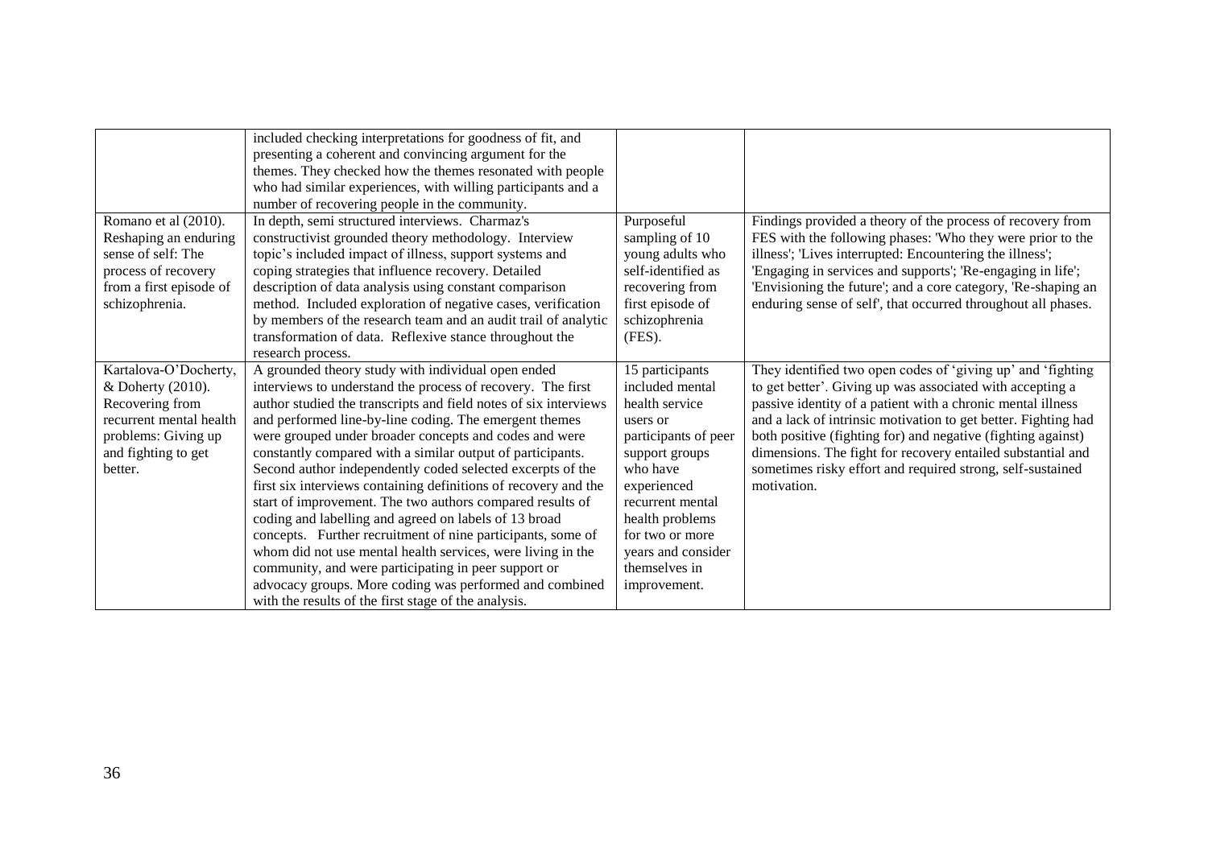| | | | |
|---|---|---|---|
| | included checking interpretations for goodness of fit, and presenting a coherent and convincing argument for the themes. They checked how the themes resonated with people who had similar experiences, with willing participants and a number of recovering people in the community. | | |
| Romano et al (2010). Reshaping an enduring sense of self: The process of recovery from a first episode of schizophrenia. | In depth, semi structured interviews. Charmaz's constructivist grounded theory methodology. Interview topic's included impact of illness, support systems and coping strategies that influence recovery. Detailed description of data analysis using constant comparison method. Included exploration of negative cases, verification by members of the research team and an audit trail of analytic transformation of data. Reflexive stance throughout the research process. | Purposeful sampling of 10 young adults who self-identified as recovering from first episode of schizophrenia (FES). | Findings provided a theory of the process of recovery from FES with the following phases: 'Who they were prior to the illness'; 'Lives interrupted: Encountering the illness'; 'Engaging in services and supports'; 'Re-engaging in life'; 'Envisioning the future'; and a core category, 'Re-shaping an enduring sense of self', that occurred throughout all phases. |
| Kartalova-O'Docherty, & Doherty (2010). Recovering from recurrent mental health problems: Giving up and fighting to get better. | A grounded theory study with individual open ended interviews to understand the process of recovery. The first author studied the transcripts and field notes of six interviews and performed line-by-line coding. The emergent themes were grouped under broader concepts and codes and were constantly compared with a similar output of participants. Second author independently coded selected excerpts of the first six interviews containing definitions of recovery and the start of improvement. The two authors compared results of coding and labelling and agreed on labels of 13 broad concepts. Further recruitment of nine participants, some of whom did not use mental health services, were living in the community, and were participating in peer support or advocacy groups. More coding was performed and combined with the results of the first stage of the analysis. | 15 participants included mental health service users or participants of peer support groups who have experienced recurrent mental health problems for two or more years and consider themselves in improvement. | They identified two open codes of 'giving up' and 'fighting to get better'. Giving up was associated with accepting a passive identity of a patient with a chronic mental illness and a lack of intrinsic motivation to get better. Fighting had both positive (fighting for) and negative (fighting against) dimensions. The fight for recovery entailed substantial and sometimes risky effort and required strong, self-sustained motivation. |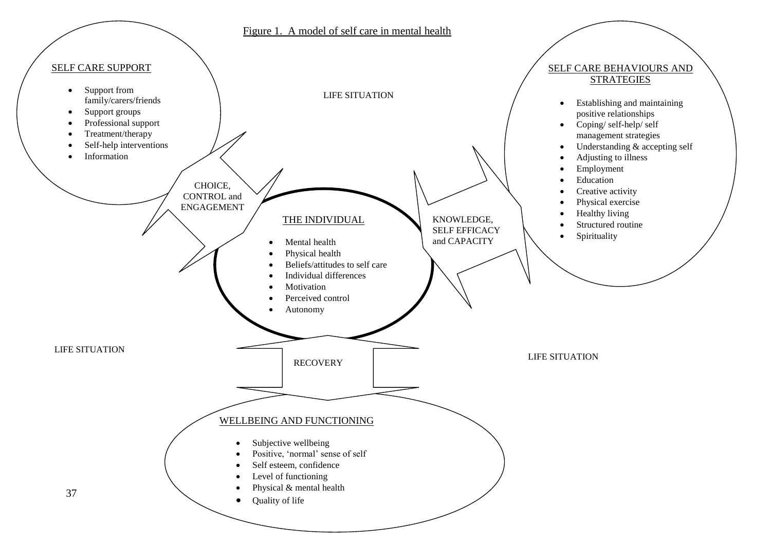Figure 1. A model of self care in mental health

SELF CARE SUPPORT

- Support from family/carers/friends
- Support groups
- Professional support
- Treatment/therapy
- Self-help interventions
- Information

LIFE SITUATION

SELF CARE BEHAVIOURS AND STRATEGIES

- Establishing and maintaining positive relationships
- Coping/ self-help/ self management strategies
- Understanding & accepting self
- Adjusting to illness
- Employment
- Education
- Creative activity
- Physical exercise
- Healthy living
- Structured routine
- Spirituality

CHOICE, CONTROL and ENGAGEMENT

KNOWLEDGE, SELF EFFICACY and CAPACITY

THE INDIVIDUAL

- Mental health
- Physical health
- Beliefs/attitudes to self care
- Individual differences
- Motivation
- Perceived control
- Autonomy

LIFE SITUATION

RECOVERY

LIFE SITUATION

WELLBEING AND FUNCTIONING

- Subjective wellbeing
- Positive, 'normal' sense of self
- Self esteem, confidence
- Level of functioning
- Physical & mental health
- Quality of life